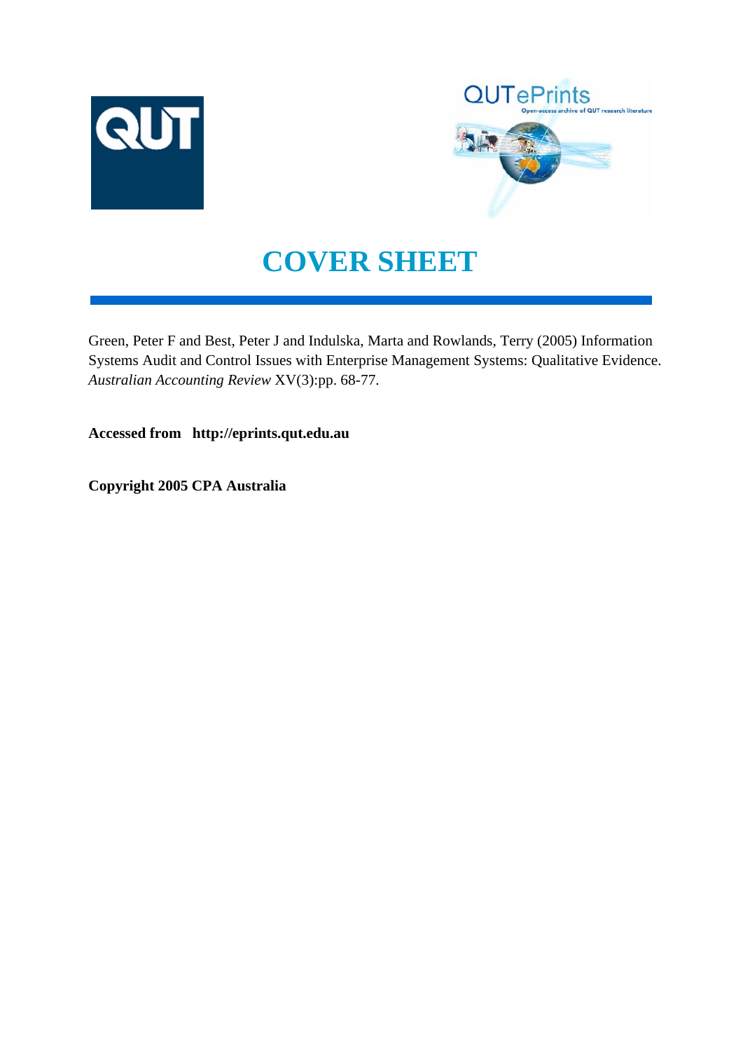# COVER SHEET

Green, Peter F and Best, Peter J and Indulska, Marta and Rowlands, Terry (2005) Information Systems Audit and Control Issues with Enterprise Management Systems: Qualitative Evidence. *Australian Accounting Review* XV(3):pp. 68-77.

**Accessed from http://eprints.qut.edu.au**

**Copyright 2005 CPA Australia**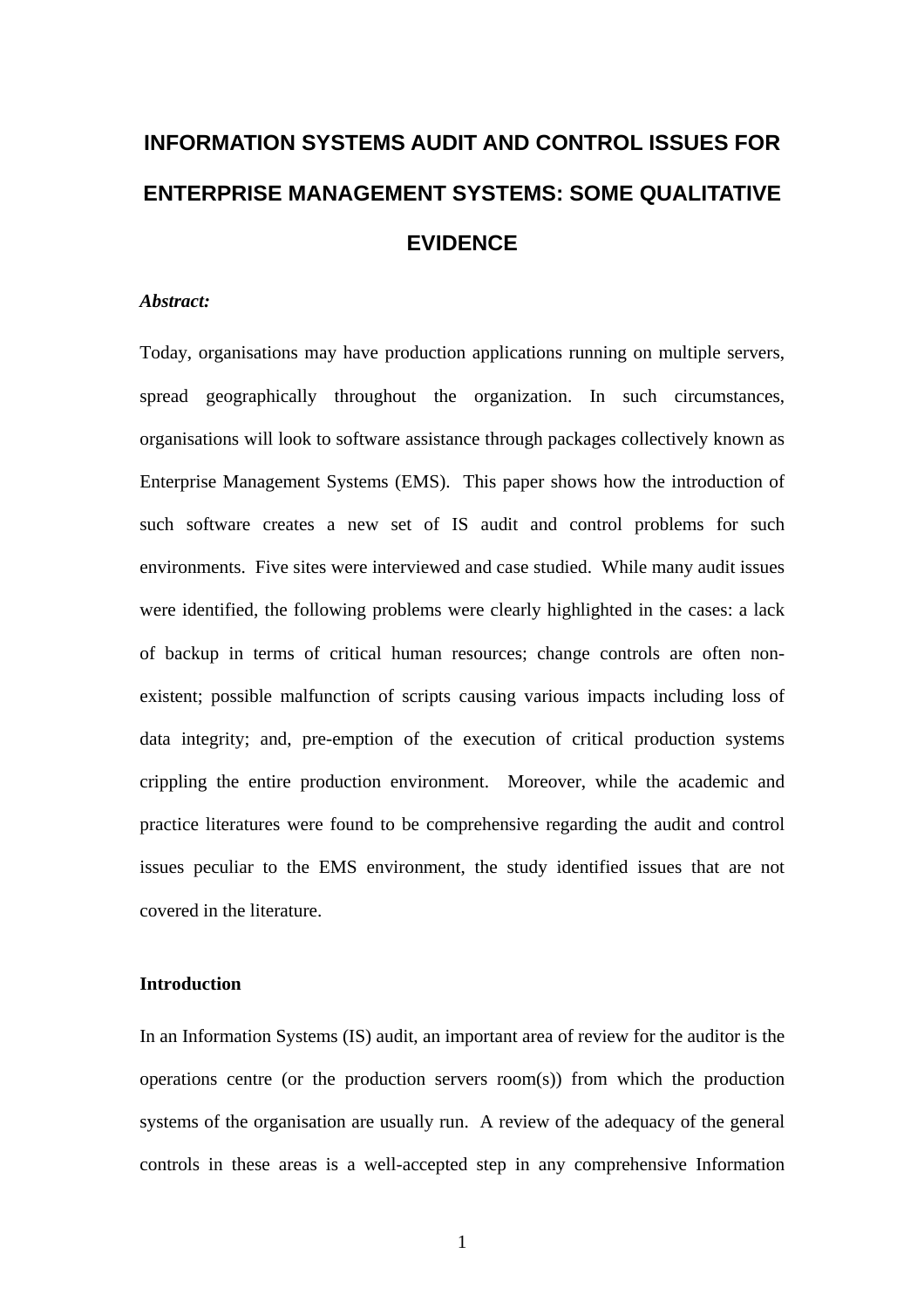# INFORMATION SYSTEMS AUDIT AND CONTROL ISSUES FOR ENTERPRISE MANAGEMENT SYSTEMS: SOME QUALITATIVE EVIDENCE

***Abstract:***

Today, organisations may have production applications running on multiple servers, spread geographically throughout the organization. In such circumstances, organisations will look to software assistance through packages collectively known as Enterprise Management Systems (EMS). This paper shows how the introduction of such software creates a new set of IS audit and control problems for such environments. Five sites were interviewed and case studied. While many audit issues were identified, the following problems were clearly highlighted in the cases: a lack of backup in terms of critical human resources; change controls are often non-existent; possible malfunction of scripts causing various impacts including loss of data integrity; and, pre-emption of the execution of critical production systems crippling the entire production environment. Moreover, while the academic and practice literatures were found to be comprehensive regarding the audit and control issues peculiar to the EMS environment, the study identified issues that are not covered in the literature.

**Introduction**

In an Information Systems (IS) audit, an important area of review for the auditor is the operations centre (or the production servers room(s)) from which the production systems of the organisation are usually run. A review of the adequacy of the general controls in these areas is a well-accepted step in any comprehensive Information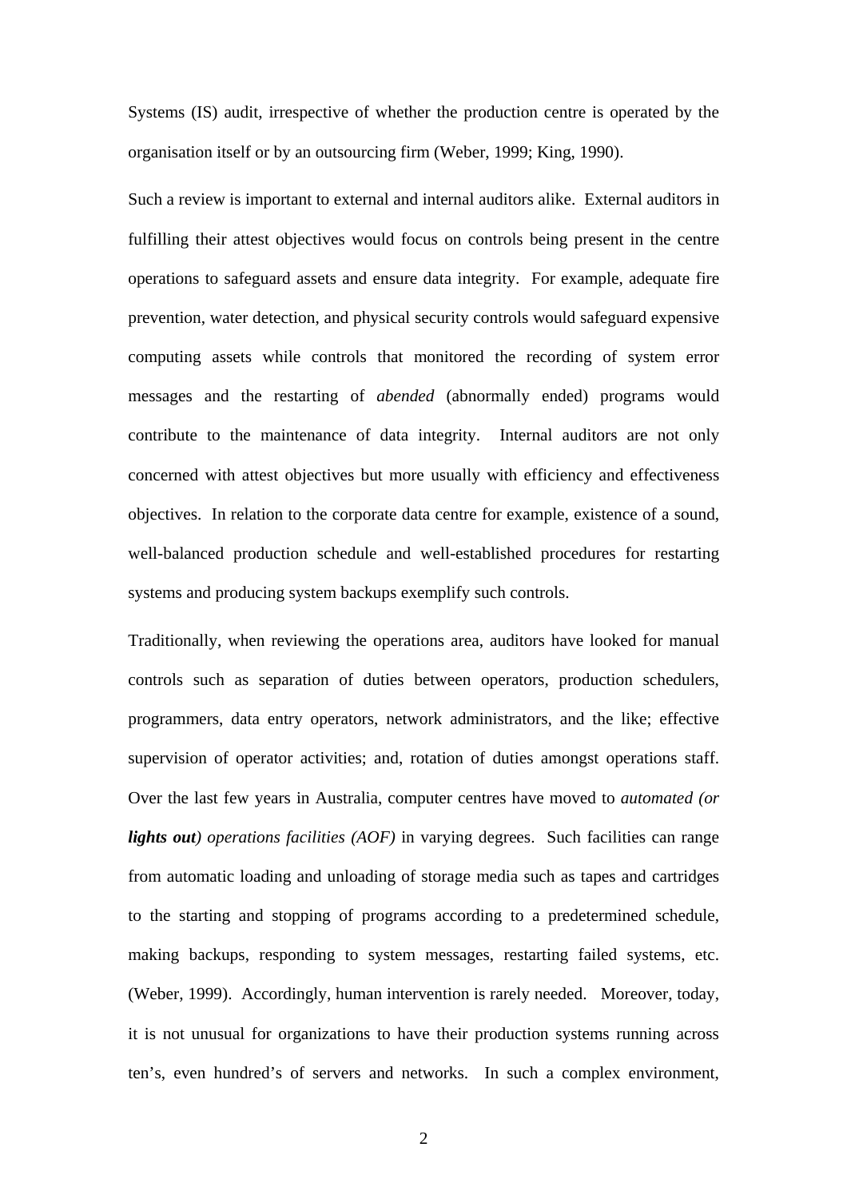Systems (IS) audit, irrespective of whether the production centre is operated by the organisation itself or by an outsourcing firm (Weber, 1999; King, 1990).

Such a review is important to external and internal auditors alike. External auditors in fulfilling their attest objectives would focus on controls being present in the centre operations to safeguard assets and ensure data integrity. For example, adequate fire prevention, water detection, and physical security controls would safeguard expensive computing assets while controls that monitored the recording of system error messages and the restarting of *abended* (abnormally ended) programs would contribute to the maintenance of data integrity. Internal auditors are not only concerned with attest objectives but more usually with efficiency and effectiveness objectives. In relation to the corporate data centre for example, existence of a sound, well-balanced production schedule and well-established procedures for restarting systems and producing system backups exemplify such controls.

Traditionally, when reviewing the operations area, auditors have looked for manual controls such as separation of duties between operators, production schedulers, programmers, data entry operators, network administrators, and the like; effective supervision of operator activities; and, rotation of duties amongst operations staff. Over the last few years in Australia, computer centres have moved to *automated (or **lights out**) operations facilities (AOF)* in varying degrees. Such facilities can range from automatic loading and unloading of storage media such as tapes and cartridges to the starting and stopping of programs according to a predetermined schedule, making backups, responding to system messages, restarting failed systems, etc. (Weber, 1999). Accordingly, human intervention is rarely needed. Moreover, today, it is not unusual for organizations to have their production systems running across ten's, even hundred's of servers and networks. In such a complex environment,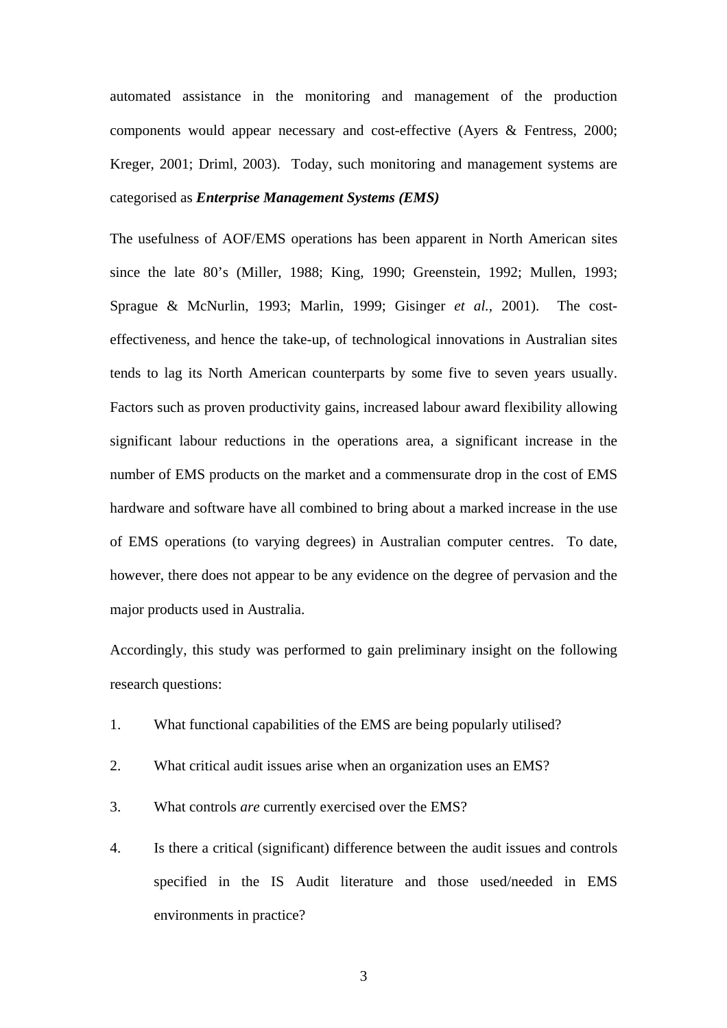automated assistance in the monitoring and management of the production components would appear necessary and cost-effective (Ayers & Fentress, 2000; Kreger, 2001; Driml, 2003). Today, such monitoring and management systems are categorised as ***Enterprise Management Systems (EMS)***

The usefulness of AOF/EMS operations has been apparent in North American sites since the late 80's (Miller, 1988; King, 1990; Greenstein, 1992; Mullen, 1993; Sprague & McNurlin, 1993; Marlin, 1999; Gisinger *et al.*, 2001). The cost-effectiveness, and hence the take-up, of technological innovations in Australian sites tends to lag its North American counterparts by some five to seven years usually. Factors such as proven productivity gains, increased labour award flexibility allowing significant labour reductions in the operations area, a significant increase in the number of EMS products on the market and a commensurate drop in the cost of EMS hardware and software have all combined to bring about a marked increase in the use of EMS operations (to varying degrees) in Australian computer centres. To date, however, there does not appear to be any evidence on the degree of pervasion and the major products used in Australia.

Accordingly, this study was performed to gain preliminary insight on the following research questions:

1. What functional capabilities of the EMS are being popularly utilised?
2. What critical audit issues arise when an organization uses an EMS?
3. What controls *are* currently exercised over the EMS?
4. Is there a critical (significant) difference between the audit issues and controls specified in the IS Audit literature and those used/needed in EMS environments in practice?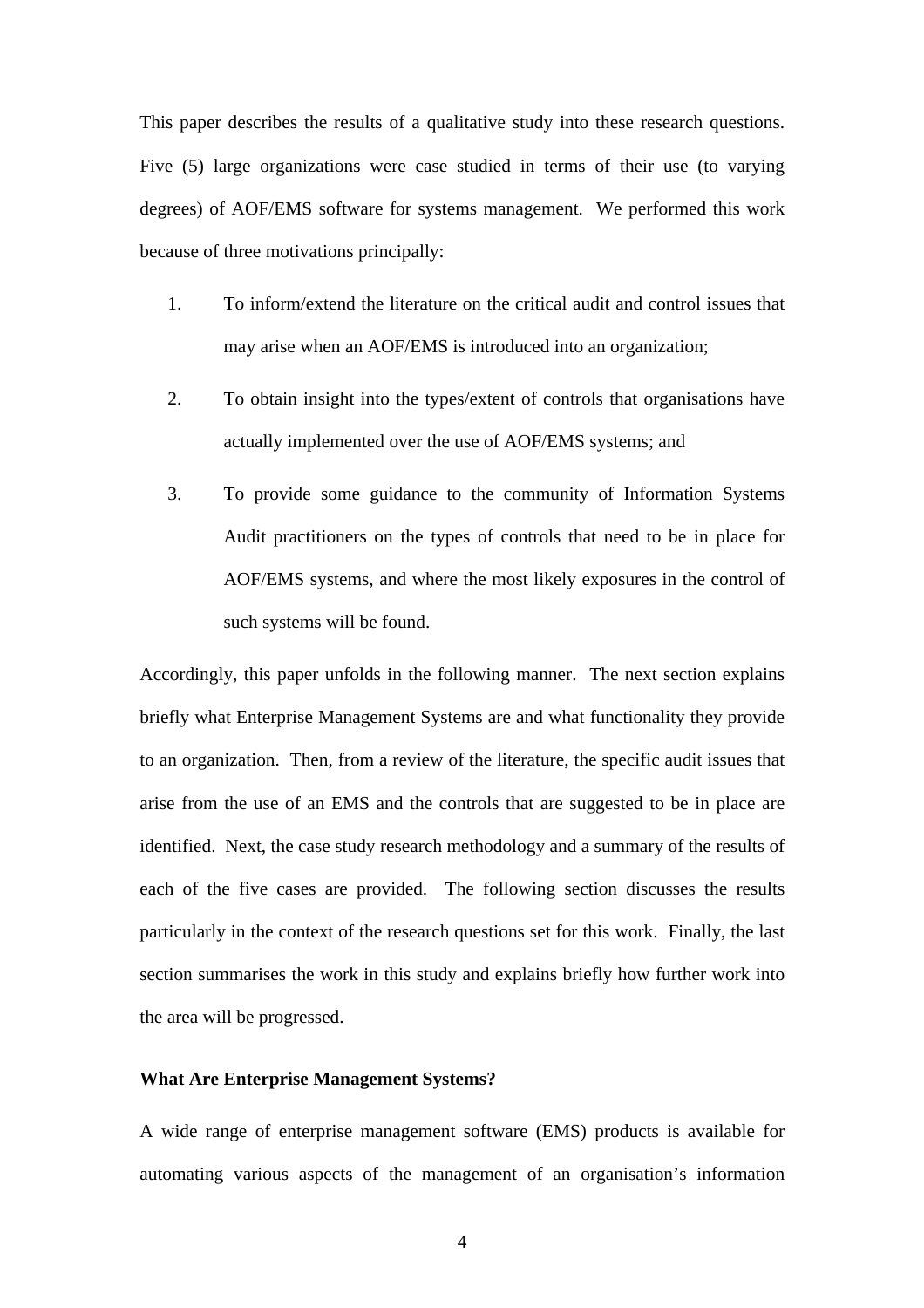This paper describes the results of a qualitative study into these research questions. Five (5) large organizations were case studied in terms of their use (to varying degrees) of AOF/EMS software for systems management. We performed this work because of three motivations principally:

1. To inform/extend the literature on the critical audit and control issues that may arise when an AOF/EMS is introduced into an organization;
2. To obtain insight into the types/extent of controls that organisations have actually implemented over the use of AOF/EMS systems; and
3. To provide some guidance to the community of Information Systems Audit practitioners on the types of controls that need to be in place for AOF/EMS systems, and where the most likely exposures in the control of such systems will be found.

Accordingly, this paper unfolds in the following manner. The next section explains briefly what Enterprise Management Systems are and what functionality they provide to an organization. Then, from a review of the literature, the specific audit issues that arise from the use of an EMS and the controls that are suggested to be in place are identified. Next, the case study research methodology and a summary of the results of each of the five cases are provided. The following section discusses the results particularly in the context of the research questions set for this work. Finally, the last section summarises the work in this study and explains briefly how further work into the area will be progressed.

## What Are Enterprise Management Systems?

A wide range of enterprise management software (EMS) products is available for automating various aspects of the management of an organisation's information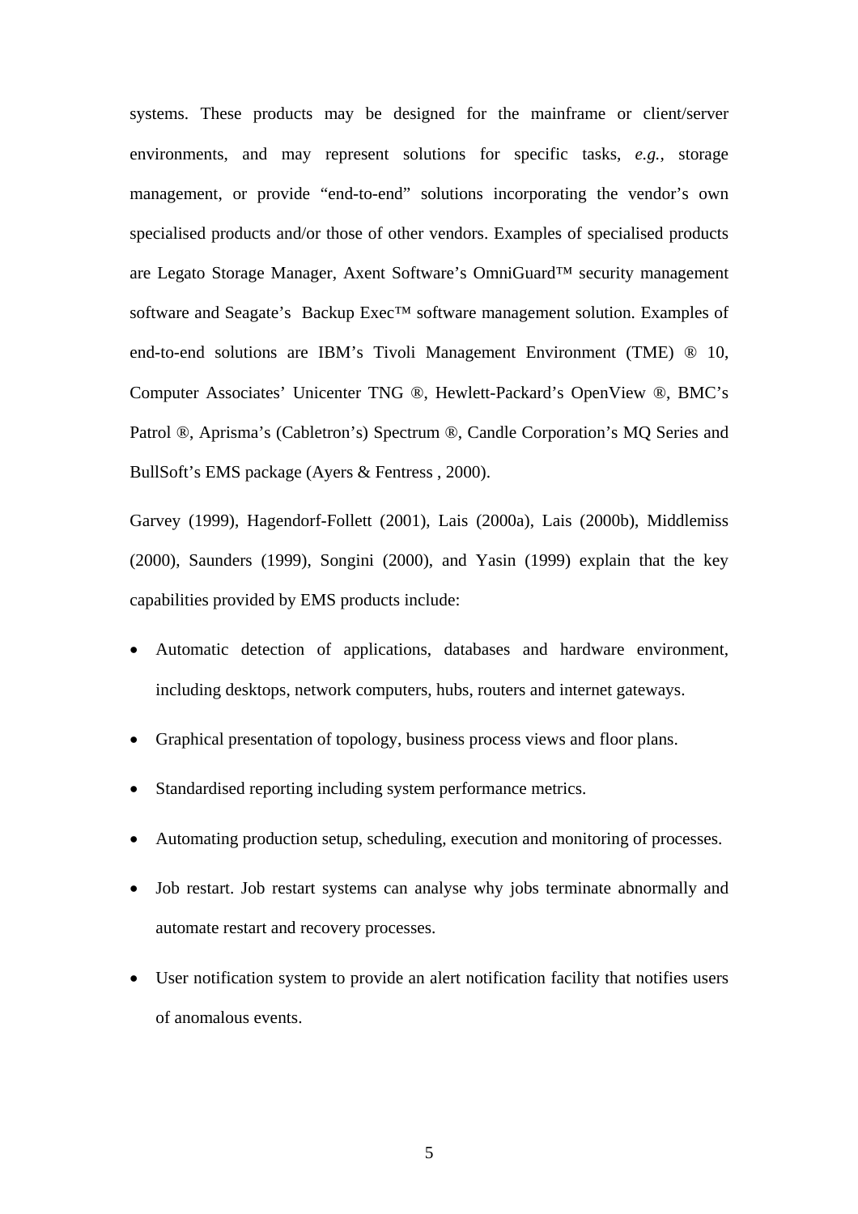systems. These products may be designed for the mainframe or client/server environments, and may represent solutions for specific tasks, *e.g.*, storage management, or provide “end-to-end” solutions incorporating the vendor’s own specialised products and/or those of other vendors. Examples of specialised products are Legato Storage Manager, Axent Software’s OmniGuard™ security management software and Seagate’s Backup Exec™ software management solution. Examples of end-to-end solutions are IBM’s Tivoli Management Environment (TME) ® 10, Computer Associates’ Unicenter TNG ®, Hewlett-Packard’s OpenView ®, BMC’s Patrol ®, Aprisma’s (Cabletron’s) Spectrum ®, Candle Corporation’s MQ Series and BullSoft’s EMS package (Ayers & Fentress , 2000).

Garvey (1999), Hagendorf-Follett (2001), Lais (2000a), Lais (2000b), Middlemiss (2000), Saunders (1999), Songini (2000), and Yasin (1999) explain that the key capabilities provided by EMS products include:

- Automatic detection of applications, databases and hardware environment, including desktops, network computers, hubs, routers and internet gateways.
- Graphical presentation of topology, business process views and floor plans.
- Standardised reporting including system performance metrics.
- Automating production setup, scheduling, execution and monitoring of processes.
- Job restart. Job restart systems can analyse why jobs terminate abnormally and automate restart and recovery processes.
- User notification system to provide an alert notification facility that notifies users of anomalous events.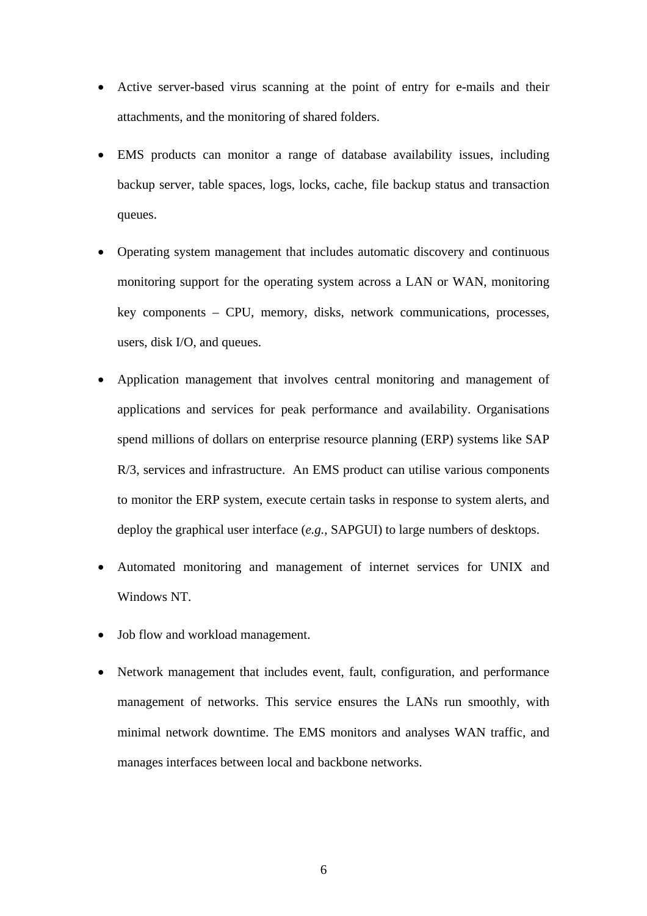- Active server-based virus scanning at the point of entry for e-mails and their attachments, and the monitoring of shared folders.

- EMS products can monitor a range of database availability issues, including backup server, table spaces, logs, locks, cache, file backup status and transaction queues.

- Operating system management that includes automatic discovery and continuous monitoring support for the operating system across a LAN or WAN, monitoring key components – CPU, memory, disks, network communications, processes, users, disk I/O, and queues.

- Application management that involves central monitoring and management of applications and services for peak performance and availability. Organisations spend millions of dollars on enterprise resource planning (ERP) systems like SAP R/3, services and infrastructure. An EMS product can utilise various components to monitor the ERP system, execute certain tasks in response to system alerts, and deploy the graphical user interface (*e.g.,* SAPGUI) to large numbers of desktops.

- Automated monitoring and management of internet services for UNIX and Windows NT.

- Job flow and workload management.

- Network management that includes event, fault, configuration, and performance management of networks. This service ensures the LANs run smoothly, with minimal network downtime. The EMS monitors and analyses WAN traffic, and manages interfaces between local and backbone networks.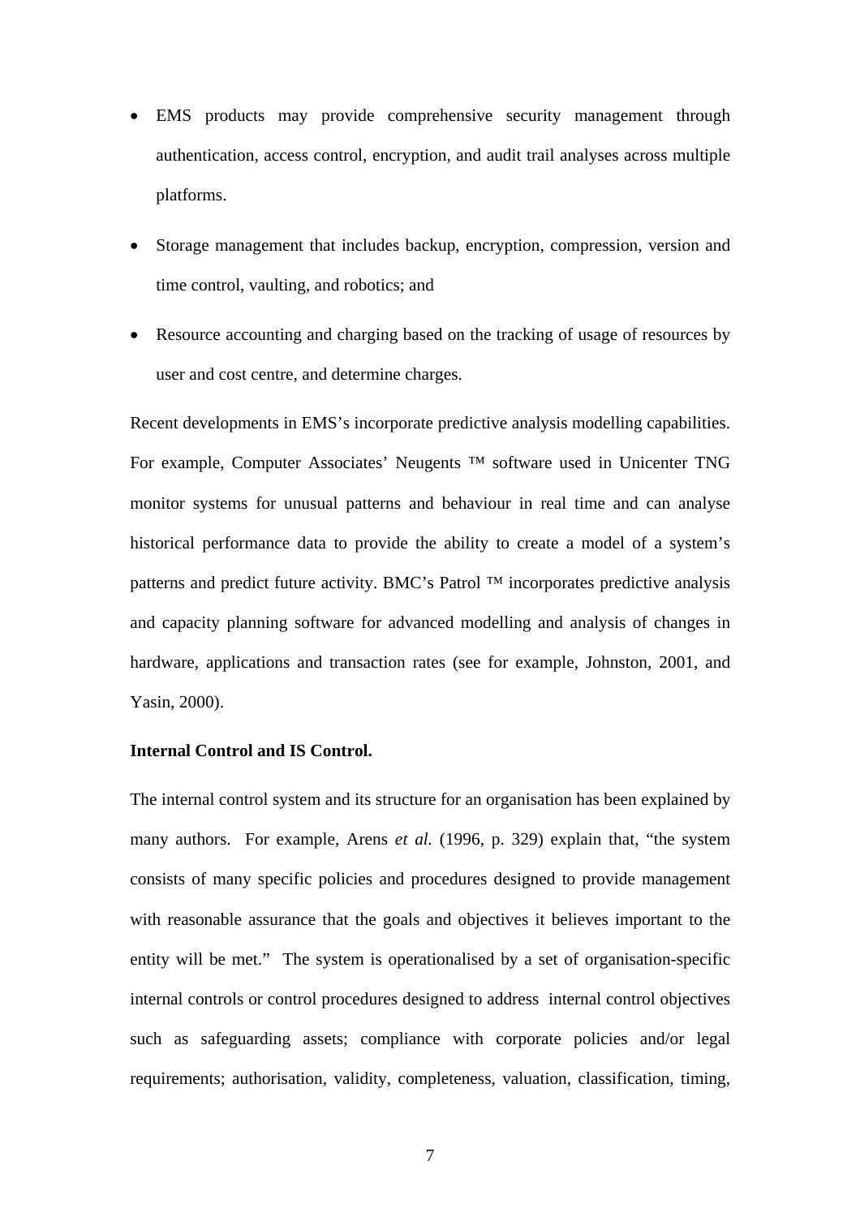- EMS products may provide comprehensive security management through authentication, access control, encryption, and audit trail analyses across multiple platforms.
- Storage management that includes backup, encryption, compression, version and time control, vaulting, and robotics; and
- Resource accounting and charging based on the tracking of usage of resources by user and cost centre, and determine charges.

Recent developments in EMS's incorporate predictive analysis modelling capabilities. For example, Computer Associates' Neugents ™ software used in Unicenter TNG monitor systems for unusual patterns and behaviour in real time and can analyse historical performance data to provide the ability to create a model of a system's patterns and predict future activity. BMC's Patrol ™ incorporates predictive analysis and capacity planning software for advanced modelling and analysis of changes in hardware, applications and transaction rates (see for example, Johnston, 2001, and Yasin, 2000).

**Internal Control and IS Control.**

The internal control system and its structure for an organisation has been explained by many authors. For example, Arens *et al.* (1996, p. 329) explain that, "the system consists of many specific policies and procedures designed to provide management with reasonable assurance that the goals and objectives it believes important to the entity will be met." The system is operationalised by a set of organisation-specific internal controls or control procedures designed to address internal control objectives such as safeguarding assets; compliance with corporate policies and/or legal requirements; authorisation, validity, completeness, valuation, classification, timing,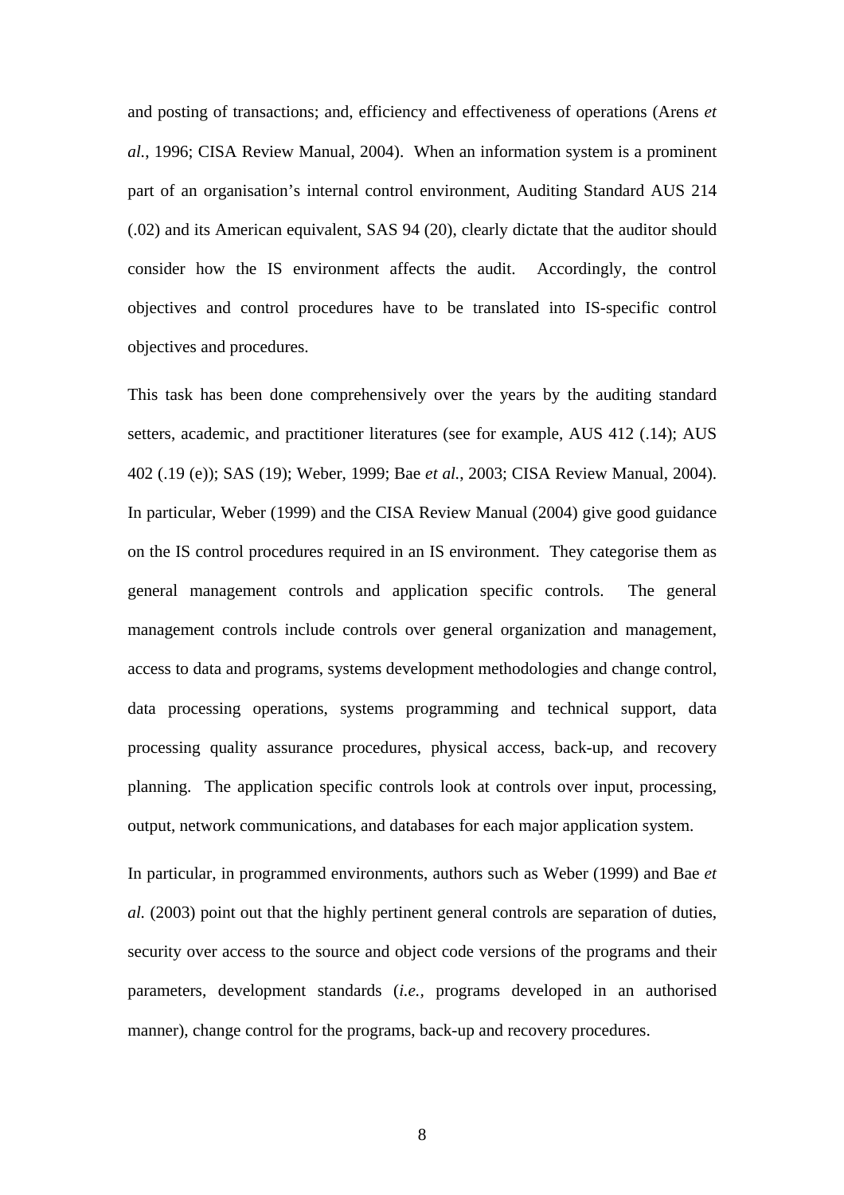and posting of transactions; and, efficiency and effectiveness of operations (Arens *et al.*, 1996; CISA Review Manual, 2004). When an information system is a prominent part of an organisation's internal control environment, Auditing Standard AUS 214 (.02) and its American equivalent, SAS 94 (20), clearly dictate that the auditor should consider how the IS environment affects the audit. Accordingly, the control objectives and control procedures have to be translated into IS-specific control objectives and procedures.

This task has been done comprehensively over the years by the auditing standard setters, academic, and practitioner literatures (see for example, AUS 412 (.14); AUS 402 (.19 (e)); SAS (19); Weber, 1999; Bae *et al.*, 2003; CISA Review Manual, 2004). In particular, Weber (1999) and the CISA Review Manual (2004) give good guidance on the IS control procedures required in an IS environment. They categorise them as general management controls and application specific controls. The general management controls include controls over general organization and management, access to data and programs, systems development methodologies and change control, data processing operations, systems programming and technical support, data processing quality assurance procedures, physical access, back-up, and recovery planning. The application specific controls look at controls over input, processing, output, network communications, and databases for each major application system.

In particular, in programmed environments, authors such as Weber (1999) and Bae *et al.* (2003) point out that the highly pertinent general controls are separation of duties, security over access to the source and object code versions of the programs and their parameters, development standards (*i.e.*, programs developed in an authorised manner), change control for the programs, back-up and recovery procedures.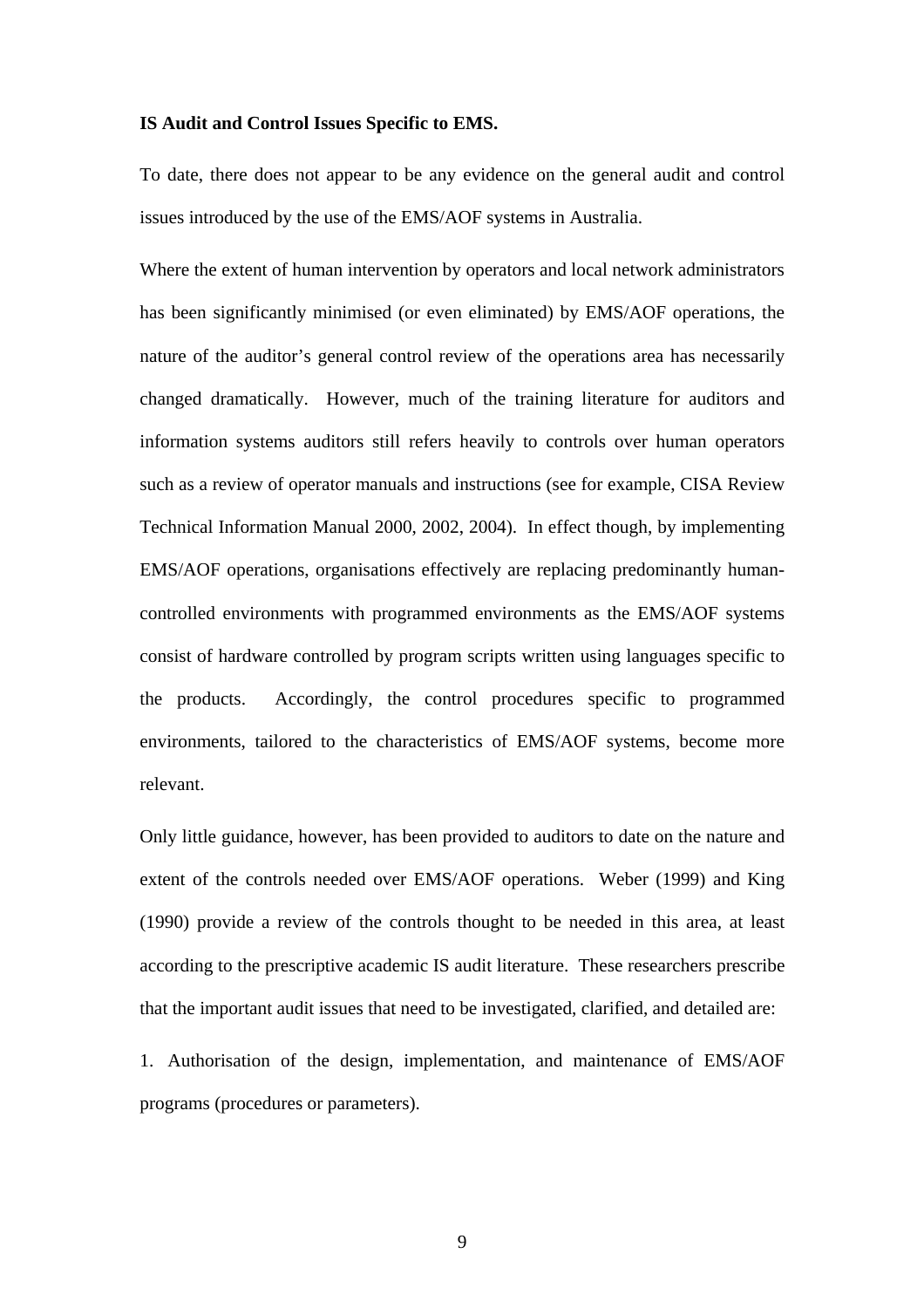**IS Audit and Control Issues Specific to EMS.**

To date, there does not appear to be any evidence on the general audit and control issues introduced by the use of the EMS/AOF systems in Australia.

Where the extent of human intervention by operators and local network administrators has been significantly minimised (or even eliminated) by EMS/AOF operations, the nature of the auditor's general control review of the operations area has necessarily changed dramatically. However, much of the training literature for auditors and information systems auditors still refers heavily to controls over human operators such as a review of operator manuals and instructions (see for example, CISA Review Technical Information Manual 2000, 2002, 2004). In effect though, by implementing EMS/AOF operations, organisations effectively are replacing predominantly human-controlled environments with programmed environments as the EMS/AOF systems consist of hardware controlled by program scripts written using languages specific to the products. Accordingly, the control procedures specific to programmed environments, tailored to the characteristics of EMS/AOF systems, become more relevant.

Only little guidance, however, has been provided to auditors to date on the nature and extent of the controls needed over EMS/AOF operations. Weber (1999) and King (1990) provide a review of the controls thought to be needed in this area, at least according to the prescriptive academic IS audit literature. These researchers prescribe that the important audit issues that need to be investigated, clarified, and detailed are:

1. Authorisation of the design, implementation, and maintenance of EMS/AOF programs (procedures or parameters).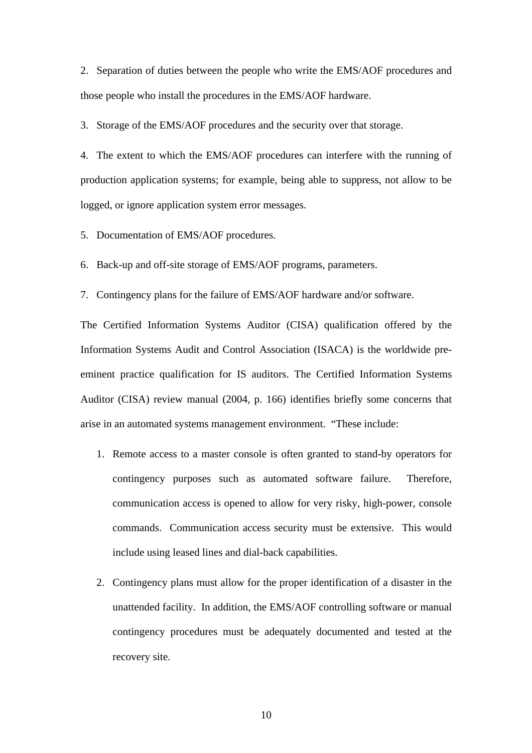2. Separation of duties between the people who write the EMS/AOF procedures and those people who install the procedures in the EMS/AOF hardware.

3. Storage of the EMS/AOF procedures and the security over that storage.

4. The extent to which the EMS/AOF procedures can interfere with the running of production application systems; for example, being able to suppress, not allow to be logged, or ignore application system error messages.

5. Documentation of EMS/AOF procedures.

6. Back-up and off-site storage of EMS/AOF programs, parameters.

7. Contingency plans for the failure of EMS/AOF hardware and/or software.

The Certified Information Systems Auditor (CISA) qualification offered by the Information Systems Audit and Control Association (ISACA) is the worldwide pre-eminent practice qualification for IS auditors. The Certified Information Systems Auditor (CISA) review manual (2004, p. 166) identifies briefly some concerns that arise in an automated systems management environment. "These include:

1. Remote access to a master console is often granted to stand-by operators for contingency purposes such as automated software failure. Therefore, communication access is opened to allow for very risky, high-power, console commands. Communication access security must be extensive. This would include using leased lines and dial-back capabilities.

2. Contingency plans must allow for the proper identification of a disaster in the unattended facility. In addition, the EMS/AOF controlling software or manual contingency procedures must be adequately documented and tested at the recovery site.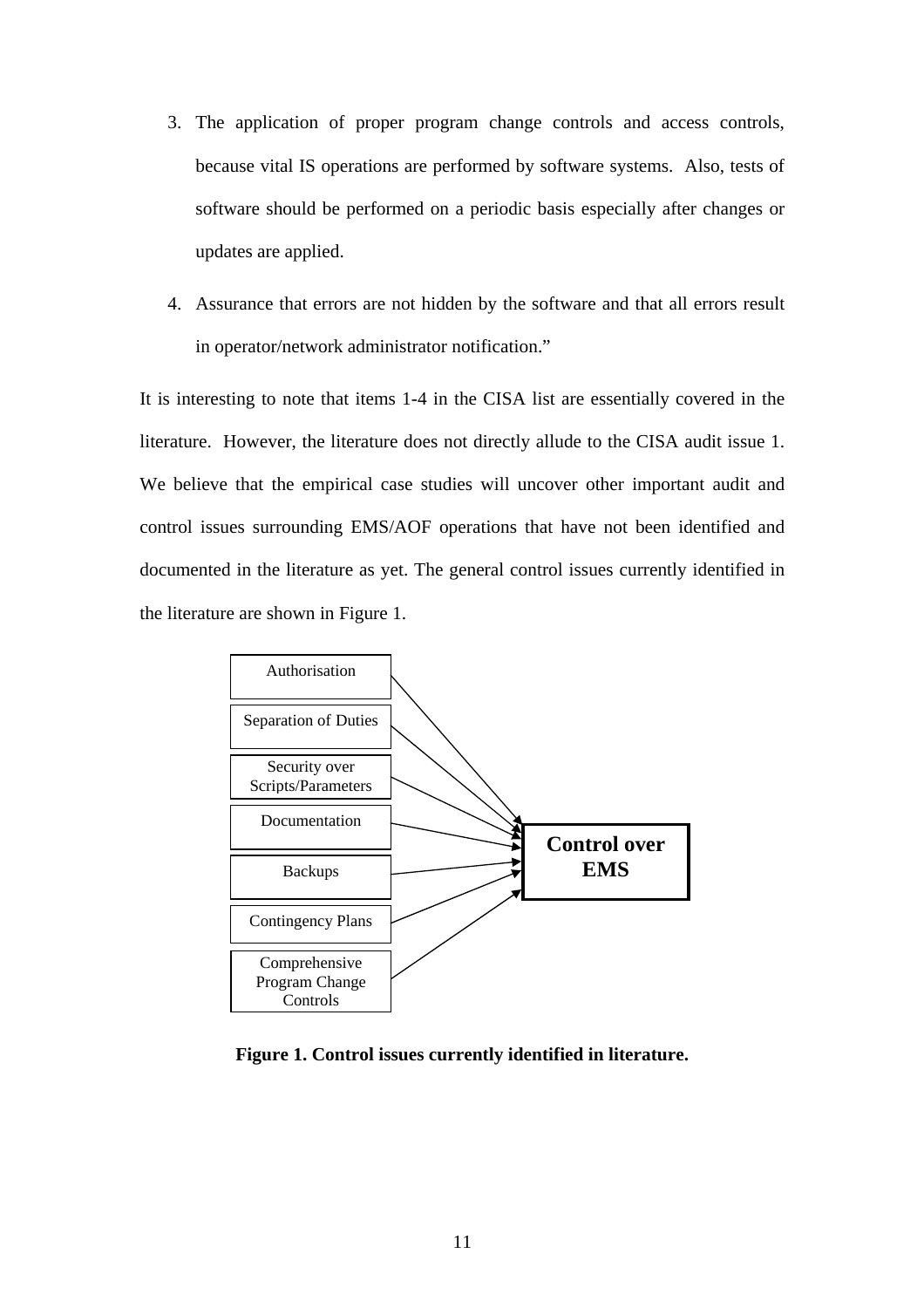3. The application of proper program change controls and access controls, because vital IS operations are performed by software systems. Also, tests of software should be performed on a periodic basis especially after changes or updates are applied.

4. Assurance that errors are not hidden by the software and that all errors result in operator/network administrator notification."

It is interesting to note that items 1-4 in the CISA list are essentially covered in the literature. However, the literature does not directly allude to the CISA audit issue 1. We believe that the empirical case studies will uncover other important audit and control issues surrounding EMS/AOF operations that have not been identified and documented in the literature as yet. The general control issues currently identified in the literature are shown in Figure 1.

Authorisation

Separation of Duties

Security over Scripts/Parameters

Documentation

Backups

Contingency Plans

Comprehensive Program Change Controls

**Control over EMS**

**Figure 1. Control issues currently identified in literature.**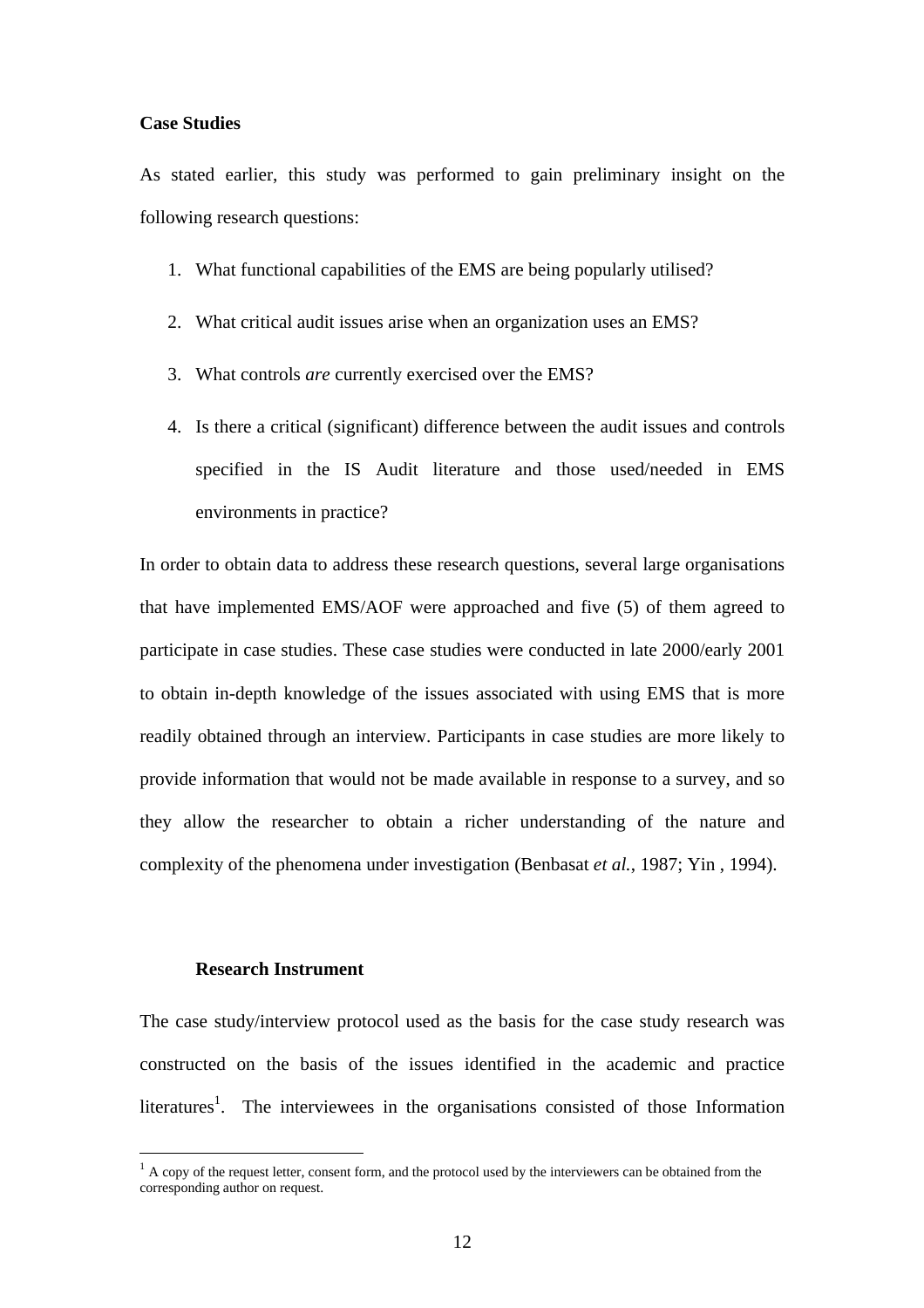**Case Studies**

As stated earlier, this study was performed to gain preliminary insight on the following research questions:

1. What functional capabilities of the EMS are being popularly utilised?
2. What critical audit issues arise when an organization uses an EMS?
3. What controls *are* currently exercised over the EMS?
4. Is there a critical (significant) difference between the audit issues and controls specified in the IS Audit literature and those used/needed in EMS environments in practice?

In order to obtain data to address these research questions, several large organisations that have implemented EMS/AOF were approached and five (5) of them agreed to participate in case studies. These case studies were conducted in late 2000/early 2001 to obtain in-depth knowledge of the issues associated with using EMS that is more readily obtained through an interview. Participants in case studies are more likely to provide information that would not be made available in response to a survey, and so they allow the researcher to obtain a richer understanding of the nature and complexity of the phenomena under investigation (Benbasat *et al.*, 1987; Yin , 1994).

**Research Instrument**

The case study/interview protocol used as the basis for the case study research was constructed on the basis of the issues identified in the academic and practice literatures[1]. The interviewees in the organisations consisted of those Information

[1] A copy of the request letter, consent form, and the protocol used by the interviewers can be obtained from the corresponding author on request.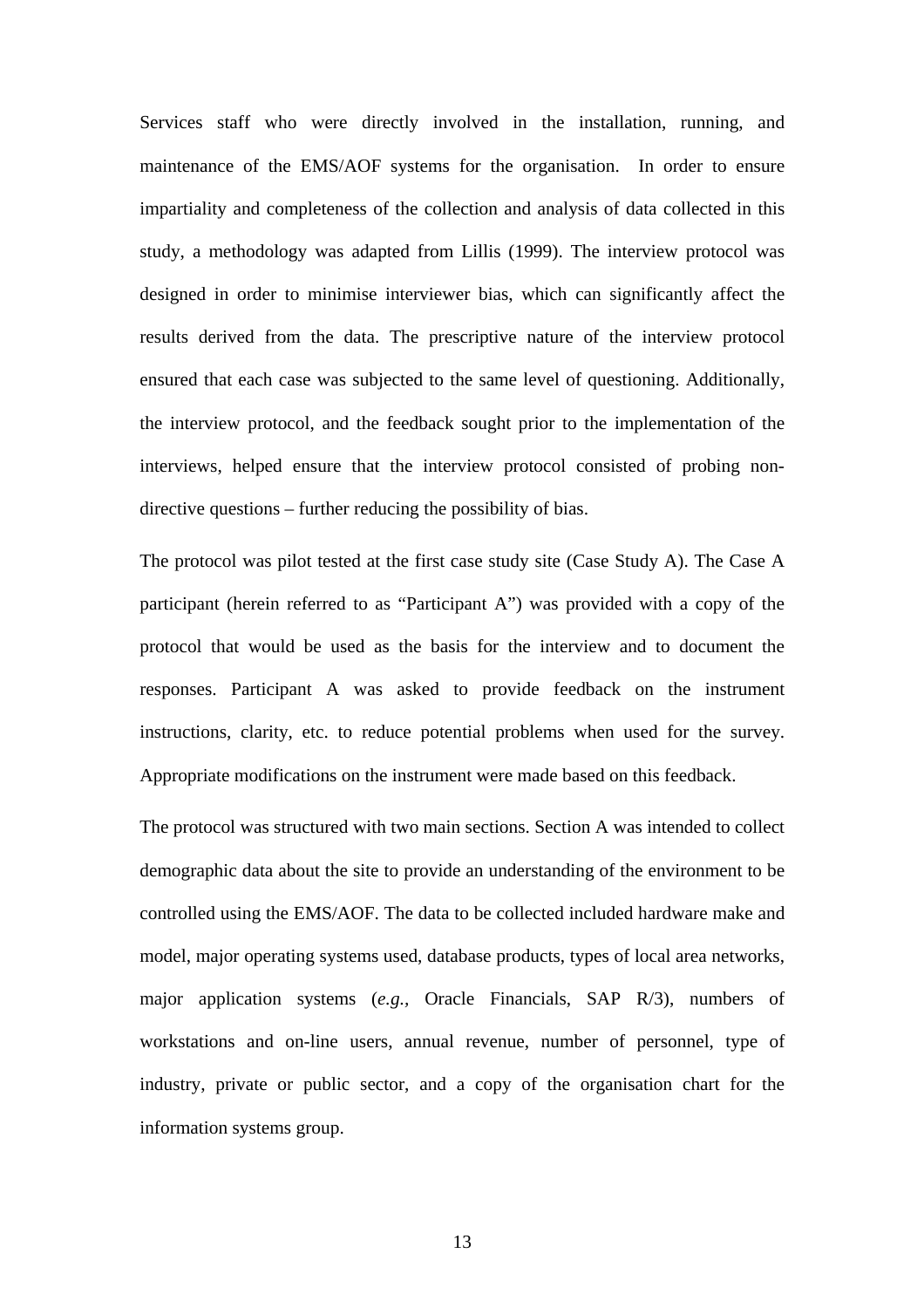Services staff who were directly involved in the installation, running, and maintenance of the EMS/AOF systems for the organisation. In order to ensure impartiality and completeness of the collection and analysis of data collected in this study, a methodology was adapted from Lillis (1999). The interview protocol was designed in order to minimise interviewer bias, which can significantly affect the results derived from the data. The prescriptive nature of the interview protocol ensured that each case was subjected to the same level of questioning. Additionally, the interview protocol, and the feedback sought prior to the implementation of the interviews, helped ensure that the interview protocol consisted of probing non-directive questions – further reducing the possibility of bias.

The protocol was pilot tested at the first case study site (Case Study A). The Case A participant (herein referred to as "Participant A") was provided with a copy of the protocol that would be used as the basis for the interview and to document the responses. Participant A was asked to provide feedback on the instrument instructions, clarity, etc. to reduce potential problems when used for the survey. Appropriate modifications on the instrument were made based on this feedback.

The protocol was structured with two main sections. Section A was intended to collect demographic data about the site to provide an understanding of the environment to be controlled using the EMS/AOF. The data to be collected included hardware make and model, major operating systems used, database products, types of local area networks, major application systems (*e.g.*, Oracle Financials, SAP R/3), numbers of workstations and on-line users, annual revenue, number of personnel, type of industry, private or public sector, and a copy of the organisation chart for the information systems group.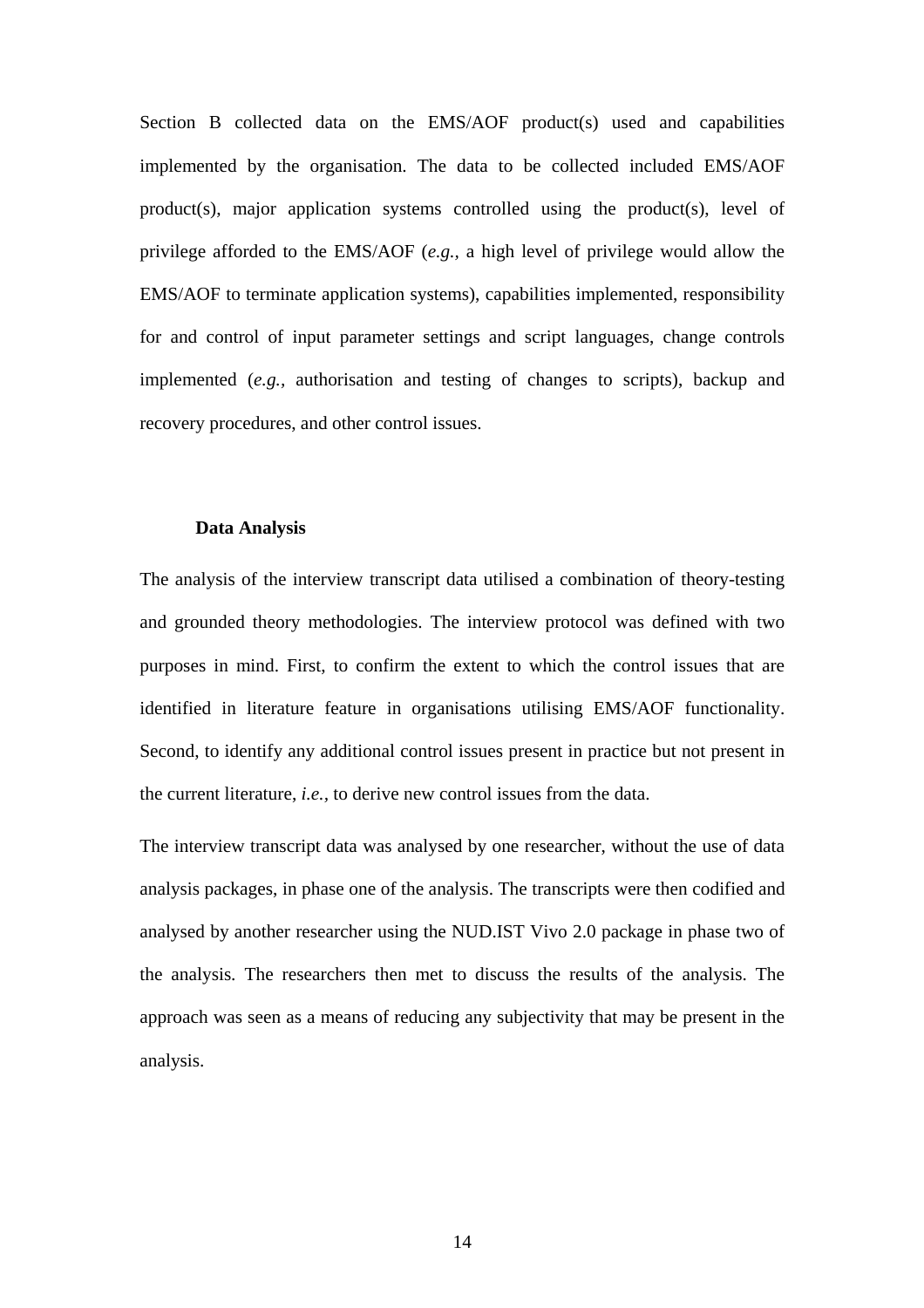Section B collected data on the EMS/AOF product(s) used and capabilities implemented by the organisation. The data to be collected included EMS/AOF product(s), major application systems controlled using the product(s), level of privilege afforded to the EMS/AOF (*e.g.,* a high level of privilege would allow the EMS/AOF to terminate application systems), capabilities implemented, responsibility for and control of input parameter settings and script languages, change controls implemented (*e.g.,* authorisation and testing of changes to scripts), backup and recovery procedures, and other control issues.

### Data Analysis

The analysis of the interview transcript data utilised a combination of theory-testing and grounded theory methodologies. The interview protocol was defined with two purposes in mind. First, to confirm the extent to which the control issues that are identified in literature feature in organisations utilising EMS/AOF functionality. Second, to identify any additional control issues present in practice but not present in the current literature, *i.e.,* to derive new control issues from the data.

The interview transcript data was analysed by one researcher, without the use of data analysis packages, in phase one of the analysis. The transcripts were then codified and analysed by another researcher using the NUD.IST Vivo 2.0 package in phase two of the analysis. The researchers then met to discuss the results of the analysis. The approach was seen as a means of reducing any subjectivity that may be present in the analysis.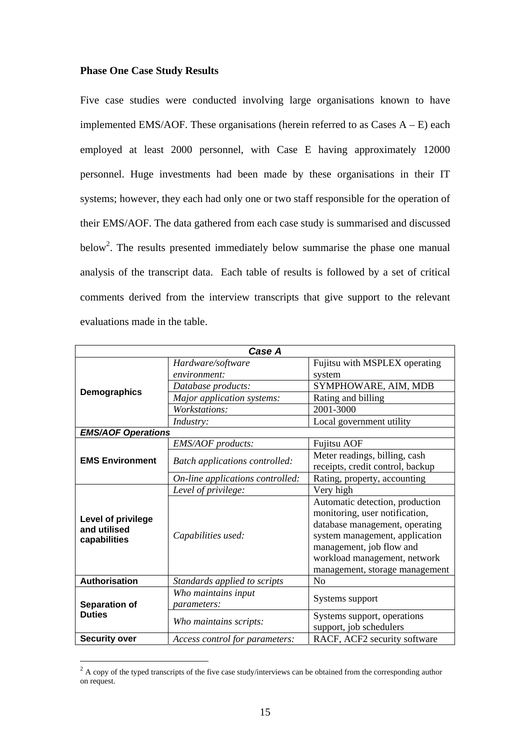**Phase One Case Study Results**

Five case studies were conducted involving large organisations known to have implemented EMS/AOF. These organisations (herein referred to as Cases A – E) each employed at least 2000 personnel, with Case E having approximately 12000 personnel. Huge investments had been made by these organisations in their IT systems; however, they each had only one or two staff responsible for the operation of their EMS/AOF. The data gathered from each case study is summarised and discussed below[2]. The results presented immediately below summarise the phase one manual analysis of the transcript data. Each table of results is followed by a set of critical comments derived from the interview transcripts that give support to the relevant evaluations made in the table.

| ***Case A*** | | |
|---|---|---|
| **Demographics** | *Hardware/software environment:* | Fujitsu with MSPLEX operating system |
| | *Database products:* | SYMPHOWARE, AIM, MDB |
| | *Major application systems:* | Rating and billing |
| | *Workstations:* | 2001-3000 |
| | *Industry:* | Local government utility |
| ***EMS/AOF Operations*** | | |
| **EMS Environment** | *EMS/AOF products:* | Fujitsu AOF |
| | *Batch applications controlled:* | Meter readings, billing, cash receipts, credit control, backup |
| | *On-line applications controlled:* | Rating, property, accounting |
| **Level of privilege and utilised capabilities** | *Level of privilege:* | Very high |
| | *Capabilities used:* | Automatic detection, production monitoring, user notification, database management, operating system management, application management, job flow and workload management, network management, storage management |
| **Authorisation** | *Standards applied to scripts* | No |
| **Separation of Duties** | *Who maintains input parameters:* | Systems support |
| | *Who maintains scripts:* | Systems support, operations support, job schedulers |
| **Security over** | *Access control for parameters:* | RACF, ACF2 security software |

[2] A copy of the typed transcripts of the five case study/interviews can be obtained from the corresponding author on request.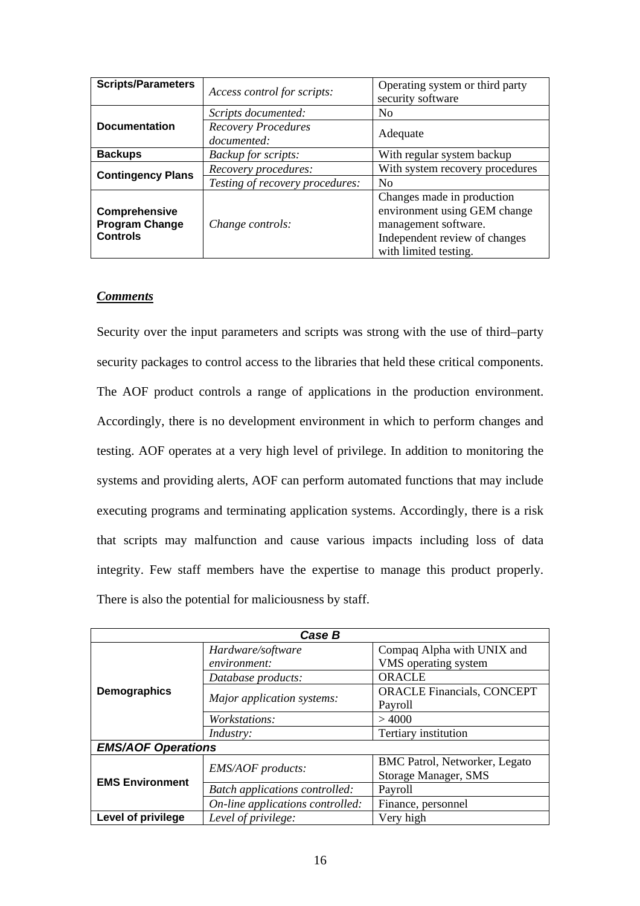| **Scripts/Parameters** | *Access control for scripts:* | Operating system or third party security software |
|---|---|---|
| **Documentation** | *Scripts documented:* | No |
| | *Recovery Procedures documented:* | Adequate |
| **Backups** | *Backup for scripts:* | With regular system backup |
| **Contingency Plans** | *Recovery procedures:* | With system recovery procedures |
| | *Testing of recovery procedures:* | No |
| **Comprehensive Program Change Controls** | *Change controls:* | Changes made in production environment using GEM change management software. Independent review of changes with limited testing. |

***Comments***

Security over the input parameters and scripts was strong with the use of third–party security packages to control access to the libraries that held these critical components. The AOF product controls a range of applications in the production environment. Accordingly, there is no development environment in which to perform changes and testing. AOF operates at a very high level of privilege. In addition to monitoring the systems and providing alerts, AOF can perform automated functions that may include executing programs and terminating application systems. Accordingly, there is a risk that scripts may malfunction and cause various impacts including loss of data integrity. Few staff members have the expertise to manage this product properly. There is also the potential for maliciousness by staff.

| ***Case B*** | | |
|---|---|---|
| **Demographics** | *Hardware/software environment:* | Compaq Alpha with UNIX and VMS operating system |
| | *Database products:* | ORACLE |
| | *Major application systems:* | ORACLE Financials, CONCEPT Payroll |
| | *Workstations:* | > 4000 |
| | *Industry:* | Tertiary institution |
| ***EMS/AOF Operations*** | | |
| **EMS Environment** | *EMS/AOF products:* | BMC Patrol, Networker, Legato Storage Manager, SMS |
| | *Batch applications controlled:* | Payroll |
| | *On-line applications controlled:* | Finance, personnel |
| **Level of privilege** | *Level of privilege:* | Very high |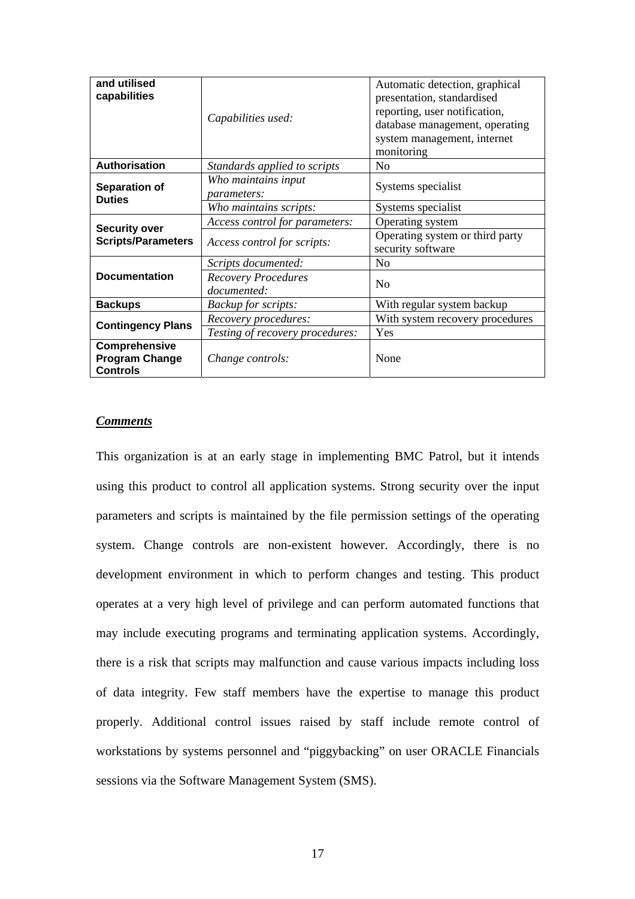| **and utilised capabilities** | *Capabilities used:* | Automatic detection, graphical presentation, standardised reporting, user notification, database management, operating system management, internet monitoring |
|---|---|---|
| **Authorisation** | *Standards applied to scripts* | No |
| **Separation of Duties** | *Who maintains input parameters:* | Systems specialist |
| | *Who maintains scripts:* | Systems specialist |
| **Security over Scripts/Parameters** | *Access control for parameters:* | Operating system |
| | *Access control for scripts:* | Operating system or third party security software |
| **Documentation** | *Scripts documented:* | No |
| | *Recovery Procedures documented:* | No |
| **Backups** | *Backup for scripts:* | With regular system backup |
| **Contingency Plans** | *Recovery procedures:* | With system recovery procedures |
| | *Testing of recovery procedures:* | Yes |
| **Comprehensive Program Change Controls** | *Change controls:* | None |

***Comments***

This organization is at an early stage in implementing BMC Patrol, but it intends using this product to control all application systems. Strong security over the input parameters and scripts is maintained by the file permission settings of the operating system. Change controls are non-existent however. Accordingly, there is no development environment in which to perform changes and testing. This product operates at a very high level of privilege and can perform automated functions that may include executing programs and terminating application systems. Accordingly, there is a risk that scripts may malfunction and cause various impacts including loss of data integrity. Few staff members have the expertise to manage this product properly. Additional control issues raised by staff include remote control of workstations by systems personnel and "piggybacking" on user ORACLE Financials sessions via the Software Management System (SMS).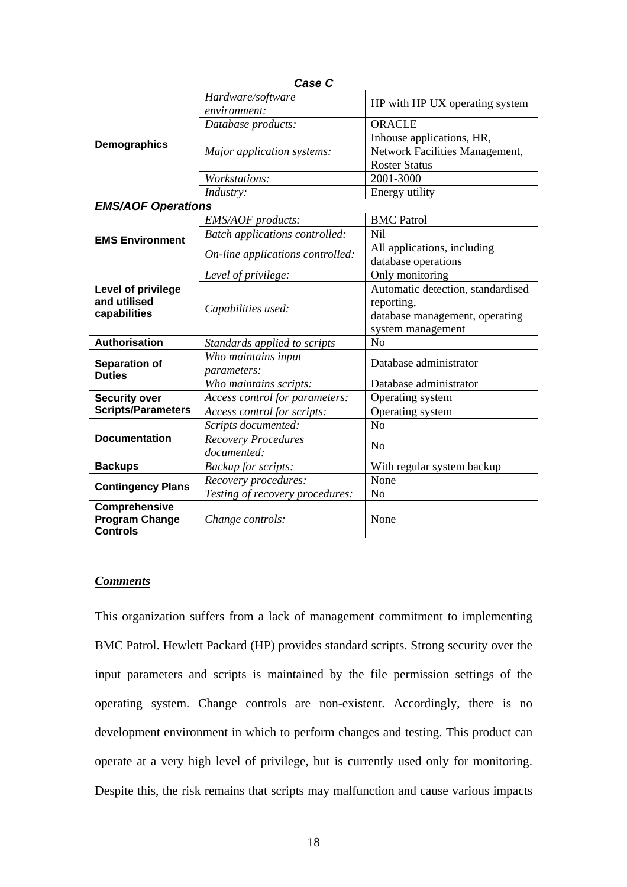| **Case C** | | |
|---|---|---|
| **Demographics** | *Hardware/software environment:* | HP with HP UX operating system |
| | *Database products:* | ORACLE |
| | *Major application systems:* | Inhouse applications, HR, Network Facilities Management, Roster Status |
| | *Workstations:* | 2001-3000 |
| | *Industry:* | Energy utility |
| ***EMS/AOF Operations*** | | |
| **EMS Environment** | *EMS/AOF products:* | BMC Patrol |
| | *Batch applications controlled:* | Nil |
| | *On-line applications controlled:* | All applications, including database operations |
| **Level of privilege and utilised capabilities** | *Level of privilege:* | Only monitoring |
| | *Capabilities used:* | Automatic detection, standardised reporting, database management, operating system management |
| **Authorisation** | *Standards applied to scripts* | No |
| **Separation of Duties** | *Who maintains input parameters:* | Database administrator |
| | *Who maintains scripts:* | Database administrator |
| **Security over Scripts/Parameters** | *Access control for parameters:* | Operating system |
| | *Access control for scripts:* | Operating system |
| **Documentation** | *Scripts documented:* | No |
| | *Recovery Procedures documented:* | No |
| **Backups** | *Backup for scripts:* | With regular system backup |
| **Contingency Plans** | *Recovery procedures:* | None |
| | *Testing of recovery procedures:* | No |
| **Comprehensive Program Change Controls** | *Change controls:* | None |

***Comments***

This organization suffers from a lack of management commitment to implementing BMC Patrol. Hewlett Packard (HP) provides standard scripts. Strong security over the input parameters and scripts is maintained by the file permission settings of the operating system. Change controls are non-existent. Accordingly, there is no development environment in which to perform changes and testing. This product can operate at a very high level of privilege, but is currently used only for monitoring. Despite this, the risk remains that scripts may malfunction and cause various impacts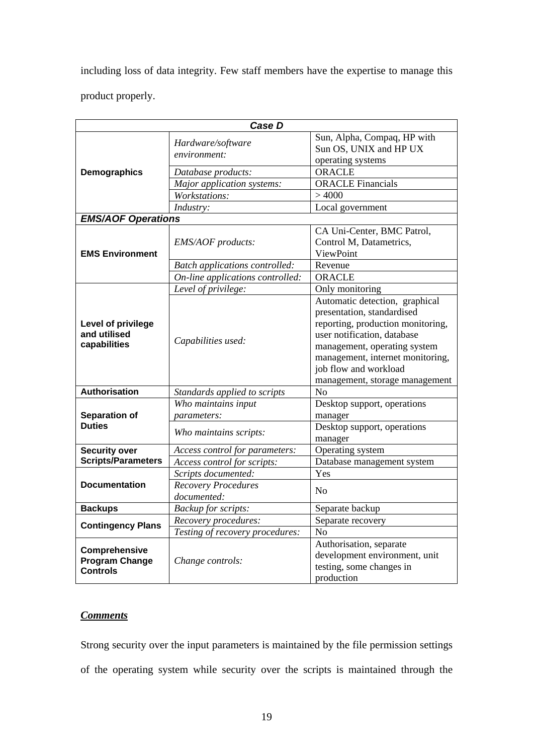including loss of data integrity. Few staff members have the expertise to manage this product properly.

| **Case D** | | |
|---|---|---|
| **Demographics** | *Hardware/software environment:* | Sun, Alpha, Compaq, HP with Sun OS, UNIX and HP UX operating systems |
| | *Database products:* | ORACLE |
| | *Major application systems:* | ORACLE Financials |
| | *Workstations:* | > 4000 |
| | *Industry:* | Local government |
| ***EMS/AOF Operations*** | | |
| **EMS Environment** | *EMS/AOF products:* | CA Uni-Center, BMC Patrol, Control M, Datametrics, ViewPoint |
| | *Batch applications controlled:* | Revenue |
| | *On-line applications controlled:* | ORACLE |
| **Level of privilege and utilised capabilities** | *Level of privilege:* | Only monitoring |
| | *Capabilities used:* | Automatic detection, graphical presentation, standardised reporting, production monitoring, user notification, database management, operating system management, internet monitoring, job flow and workload management, storage management |
| **Authorisation** | *Standards applied to scripts* | No |
| **Separation of Duties** | *Who maintains input parameters:* | Desktop support, operations manager |
| | *Who maintains scripts:* | Desktop support, operations manager |
| **Security over Scripts/Parameters** | *Access control for parameters:* | Operating system |
| | *Access control for scripts:* | Database management system |
| **Documentation** | *Scripts documented:* | Yes |
| | *Recovery Procedures documented:* | No |
| **Backups** | *Backup for scripts:* | Separate backup |
| **Contingency Plans** | *Recovery procedures:* | Separate recovery |
| | *Testing of recovery procedures:* | No |
| **Comprehensive Program Change Controls** | *Change controls:* | Authorisation, separate development environment, unit testing, some changes in production |

***Comments***

Strong security over the input parameters is maintained by the file permission settings of the operating system while security over the scripts is maintained through the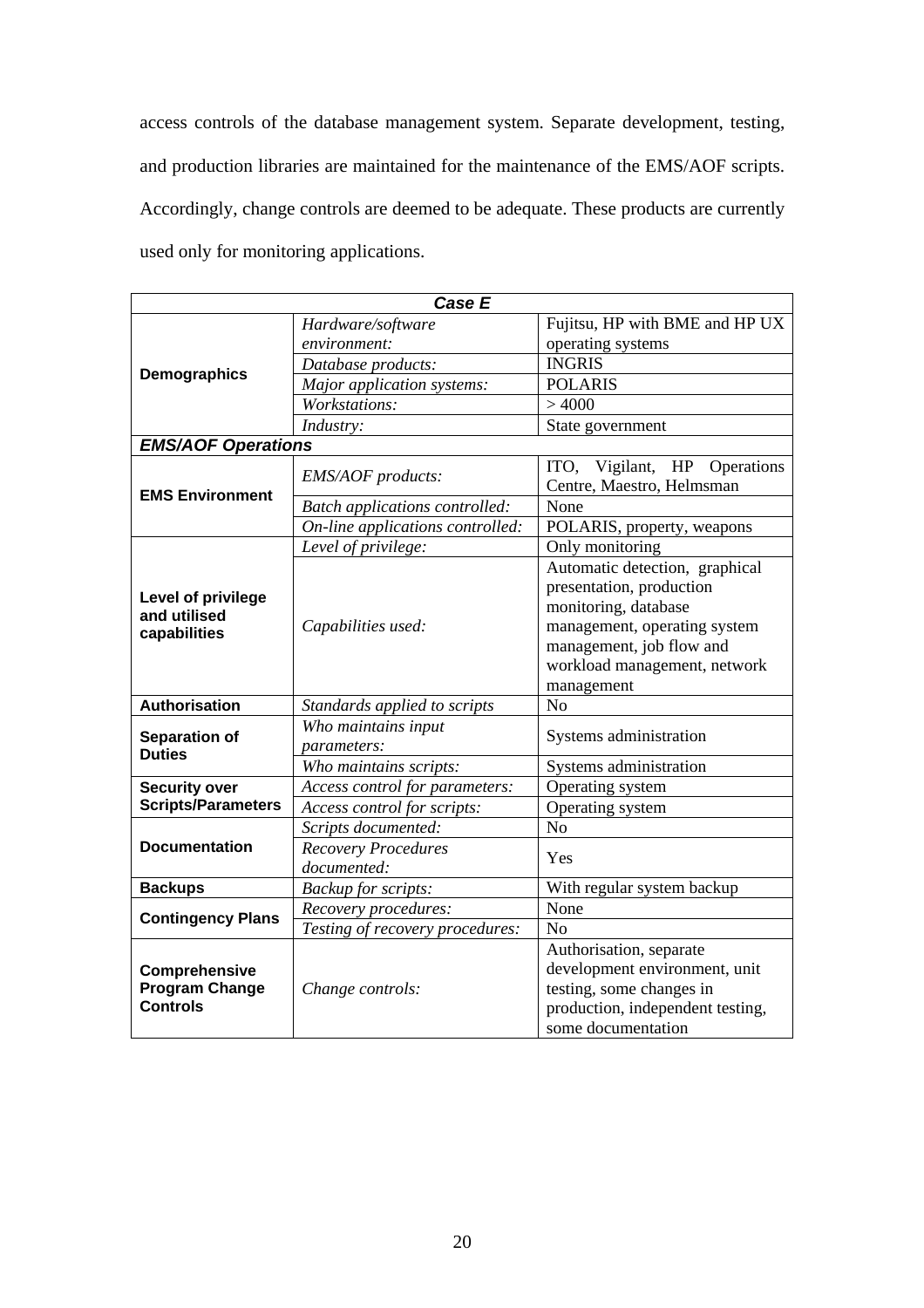access controls of the database management system. Separate development, testing, and production libraries are maintained for the maintenance of the EMS/AOF scripts. Accordingly, change controls are deemed to be adequate. These products are currently used only for monitoring applications.

| ***Case E*** | | |
|---|---|---|
| **Demographics** | *Hardware/software environment:* | Fujitsu, HP with BME and HP UX operating systems |
| | *Database products:* | INGRIS |
| | *Major application systems:* | POLARIS |
| | *Workstations:* | > 4000 |
| | *Industry:* | State government |
| ***EMS/AOF Operations*** | | |
| **EMS Environment** | *EMS/AOF products:* | ITO, Vigilant, HP Operations Centre, Maestro, Helmsman |
| | *Batch applications controlled:* | None |
| | *On-line applications controlled:* | POLARIS, property, weapons |
| **Level of privilege and utilised capabilities** | *Level of privilege:* | Only monitoring |
| | *Capabilities used:* | Automatic detection, graphical presentation, production monitoring, database management, operating system management, job flow and workload management, network management |
| **Authorisation** | *Standards applied to scripts* | No |
| **Separation of Duties** | *Who maintains input parameters:* | Systems administration |
| | *Who maintains scripts:* | Systems administration |
| **Security over Scripts/Parameters** | *Access control for parameters:* | Operating system |
| | *Access control for scripts:* | Operating system |
| **Documentation** | *Scripts documented:* | No |
| | *Recovery Procedures documented:* | Yes |
| **Backups** | *Backup for scripts:* | With regular system backup |
| **Contingency Plans** | *Recovery procedures:* | None |
| | *Testing of recovery procedures:* | No |
| **Comprehensive Program Change Controls** | *Change controls:* | Authorisation, separate development environment, unit testing, some changes in production, independent testing, some documentation |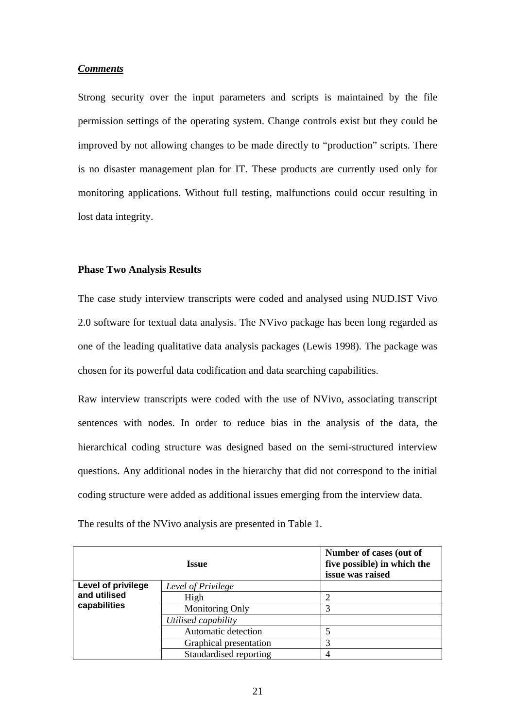***Comments***

Strong security over the input parameters and scripts is maintained by the file permission settings of the operating system. Change controls exist but they could be improved by not allowing changes to be made directly to "production" scripts. There is no disaster management plan for IT. These products are currently used only for monitoring applications. Without full testing, malfunctions could occur resulting in lost data integrity.

**Phase Two Analysis Results**

The case study interview transcripts were coded and analysed using NUD.IST Vivo 2.0 software for textual data analysis. The NVivo package has been long regarded as one of the leading qualitative data analysis packages (Lewis 1998). The package was chosen for its powerful data codification and data searching capabilities.

Raw interview transcripts were coded with the use of NVivo, associating transcript sentences with nodes. In order to reduce bias in the analysis of the data, the hierarchical coding structure was designed based on the semi-structured interview questions. Any additional nodes in the hierarchy that did not correspond to the initial coding structure were added as additional issues emerging from the interview data.

The results of the NVivo analysis are presented in Table 1.

| **Issue** | | **Number of cases (out of five possible) in which the issue was raised** |
|---|---|---|
| **Level of privilege and utilised capabilities** | *Level of Privilege* | |
| | High | 2 |
| | Monitoring Only | 3 |
| | *Utilised capability* | |
| | Automatic detection | 5 |
| | Graphical presentation | 3 |
| | Standardised reporting | 4 |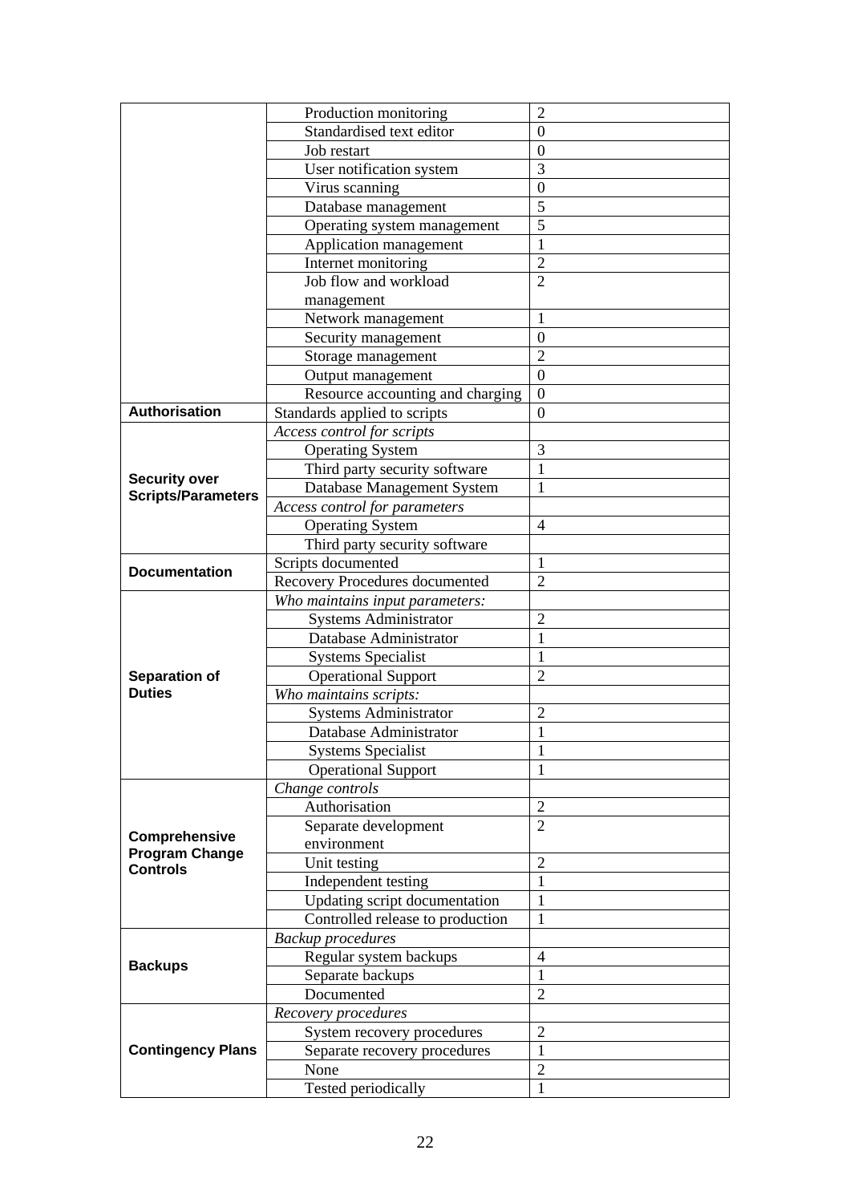| | | |
|---|---|---|
| | Production monitoring | 2 |
| | Standardised text editor | 0 |
| | Job restart | 0 |
| | User notification system | 3 |
| | Virus scanning | 0 |
| | Database management | 5 |
| | Operating system management | 5 |
| | Application management | 1 |
| | Internet monitoring | 2 |
| | Job flow and workload management | 2 |
| | Network management | 1 |
| | Security management | 0 |
| | Storage management | 2 |
| | Output management | 0 |
| | Resource accounting and charging | 0 |
| **Authorisation** | Standards applied to scripts | 0 |
| **Security over Scripts/Parameters** | *Access control for scripts* | |
| | Operating System | 3 |
| | Third party security software | 1 |
| | Database Management System | 1 |
| | *Access control for parameters* | |
| | Operating System | 4 |
| | Third party security software | |
| **Documentation** | Scripts documented | 1 |
| | Recovery Procedures documented | 2 |
| **Separation of Duties** | *Who maintains input parameters:* | |
| | Systems Administrator | 2 |
| | Database Administrator | 1 |
| | Systems Specialist | 1 |
| | Operational Support | 2 |
| | *Who maintains scripts:* | |
| | Systems Administrator | 2 |
| | Database Administrator | 1 |
| | Systems Specialist | 1 |
| | Operational Support | 1 |
| **Comprehensive Program Change Controls** | *Change controls* | |
| | Authorisation | 2 |
| | Separate development environment | 2 |
| | Unit testing | 2 |
| | Independent testing | 1 |
| | Updating script documentation | 1 |
| | Controlled release to production | 1 |
| **Backups** | *Backup procedures* | |
| | Regular system backups | 4 |
| | Separate backups | 1 |
| | Documented | 2 |
| **Contingency Plans** | *Recovery procedures* | |
| | System recovery procedures | 2 |
| | Separate recovery procedures | 1 |
| | None | 2 |
| | Tested periodically | 1 |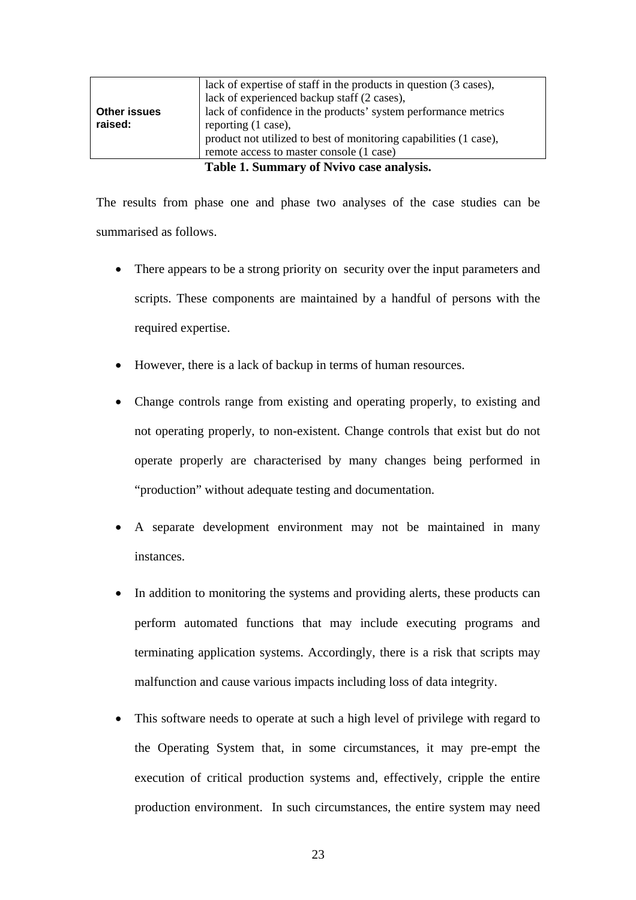| | |
|---|---|
| **Other issues raised:** | lack of expertise of staff in the products in question (3 cases), lack of experienced backup staff (2 cases), lack of confidence in the products' system performance metrics reporting (1 case), product not utilized to best of monitoring capabilities (1 case), remote access to master console (1 case) |

**Table 1. Summary of Nvivo case analysis.**

The results from phase one and phase two analyses of the case studies can be summarised as follows.

- There appears to be a strong priority on security over the input parameters and scripts. These components are maintained by a handful of persons with the required expertise.
- However, there is a lack of backup in terms of human resources.
- Change controls range from existing and operating properly, to existing and not operating properly, to non-existent. Change controls that exist but do not operate properly are characterised by many changes being performed in "production" without adequate testing and documentation.
- A separate development environment may not be maintained in many instances.
- In addition to monitoring the systems and providing alerts, these products can perform automated functions that may include executing programs and terminating application systems. Accordingly, there is a risk that scripts may malfunction and cause various impacts including loss of data integrity.
- This software needs to operate at such a high level of privilege with regard to the Operating System that, in some circumstances, it may pre-empt the execution of critical production systems and, effectively, cripple the entire production environment. In such circumstances, the entire system may need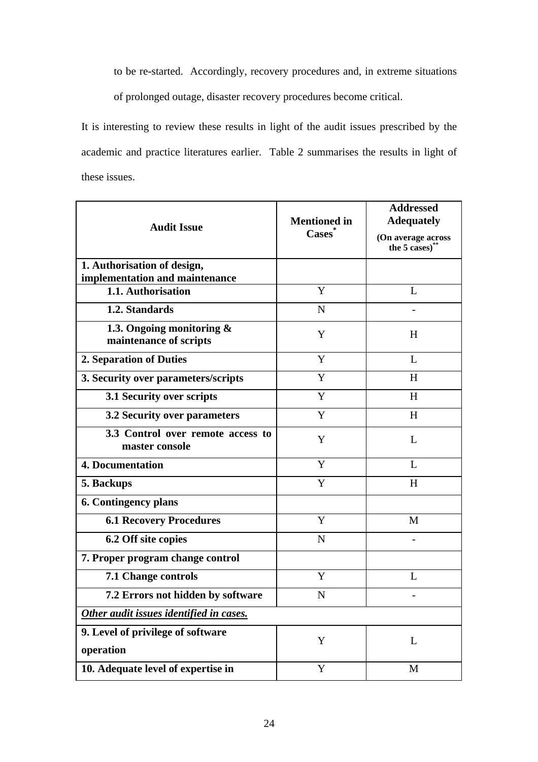to be re-started. Accordingly, recovery procedures and, in extreme situations of prolonged outage, disaster recovery procedures become critical.

It is interesting to review these results in light of the audit issues prescribed by the academic and practice literatures earlier. Table 2 summarises the results in light of these issues.

| Audit Issue | Mentioned in Cases* | Addressed Adequately (On average across the 5 cases)** |
|---|---|---|
| **1. Authorisation of design, implementation and maintenance** | | |
| **1.1. Authorisation** | Y | L |
| **1.2. Standards** | N | - |
| **1.3. Ongoing monitoring & maintenance of scripts** | Y | H |
| **2. Separation of Duties** | Y | L |
| **3. Security over parameters/scripts** | Y | H |
| **3.1 Security over scripts** | Y | H |
| **3.2 Security over parameters** | Y | H |
| **3.3 Control over remote access to master console** | Y | L |
| **4. Documentation** | Y | L |
| **5. Backups** | Y | H |
| **6. Contingency plans** | | |
| **6.1 Recovery Procedures** | Y | M |
| **6.2 Off site copies** | N | - |
| **7. Proper program change control** | | |
| **7.1 Change controls** | Y | L |
| **7.2 Errors not hidden by software** | N | - |
| ***Other audit issues identified in cases.*** | | |
| **9. Level of privilege of software operation** | Y | L |
| **10. Adequate level of expertise in** | Y | M |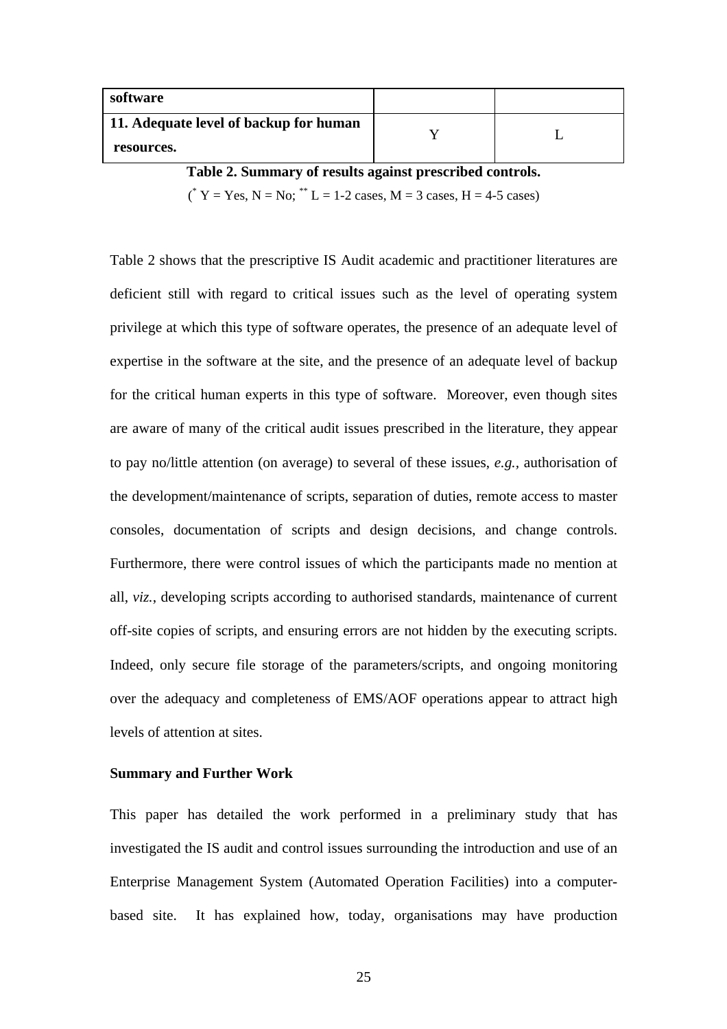| | | |
|---|---|---|
| **software** | | |
| **11. Adequate level of backup for human resources.** | Y | L |

**Table 2. Summary of results against prescribed controls.**

(* Y = Yes, N = No; ** L = 1-2 cases, M = 3 cases, H = 4-5 cases)

Table 2 shows that the prescriptive IS Audit academic and practitioner literatures are deficient still with regard to critical issues such as the level of operating system privilege at which this type of software operates, the presence of an adequate level of expertise in the software at the site, and the presence of an adequate level of backup for the critical human experts in this type of software. Moreover, even though sites are aware of many of the critical audit issues prescribed in the literature, they appear to pay no/little attention (on average) to several of these issues, *e.g.*, authorisation of the development/maintenance of scripts, separation of duties, remote access to master consoles, documentation of scripts and design decisions, and change controls. Furthermore, there were control issues of which the participants made no mention at all, *viz.*, developing scripts according to authorised standards, maintenance of current off-site copies of scripts, and ensuring errors are not hidden by the executing scripts. Indeed, only secure file storage of the parameters/scripts, and ongoing monitoring over the adequacy and completeness of EMS/AOF operations appear to attract high levels of attention at sites.

## Summary and Further Work

This paper has detailed the work performed in a preliminary study that has investigated the IS audit and control issues surrounding the introduction and use of an Enterprise Management System (Automated Operation Facilities) into a computer-based site. It has explained how, today, organisations may have production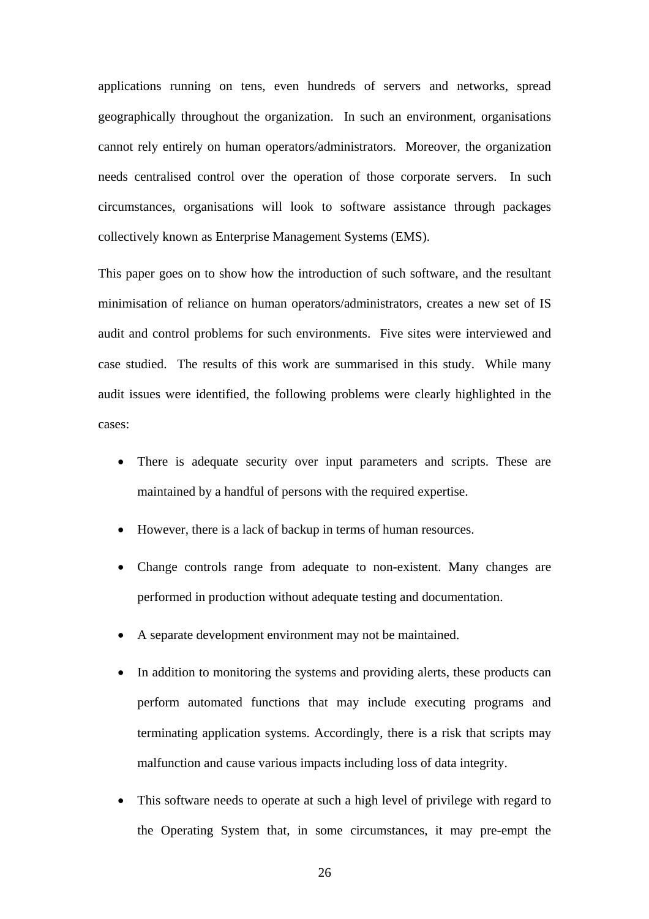applications running on tens, even hundreds of servers and networks, spread geographically throughout the organization. In such an environment, organisations cannot rely entirely on human operators/administrators. Moreover, the organization needs centralised control over the operation of those corporate servers. In such circumstances, organisations will look to software assistance through packages collectively known as Enterprise Management Systems (EMS).

This paper goes on to show how the introduction of such software, and the resultant minimisation of reliance on human operators/administrators, creates a new set of IS audit and control problems for such environments. Five sites were interviewed and case studied. The results of this work are summarised in this study. While many audit issues were identified, the following problems were clearly highlighted in the cases:

- There is adequate security over input parameters and scripts. These are maintained by a handful of persons with the required expertise.
- However, there is a lack of backup in terms of human resources.
- Change controls range from adequate to non-existent. Many changes are performed in production without adequate testing and documentation.
- A separate development environment may not be maintained.
- In addition to monitoring the systems and providing alerts, these products can perform automated functions that may include executing programs and terminating application systems. Accordingly, there is a risk that scripts may malfunction and cause various impacts including loss of data integrity.
- This software needs to operate at such a high level of privilege with regard to the Operating System that, in some circumstances, it may pre-empt the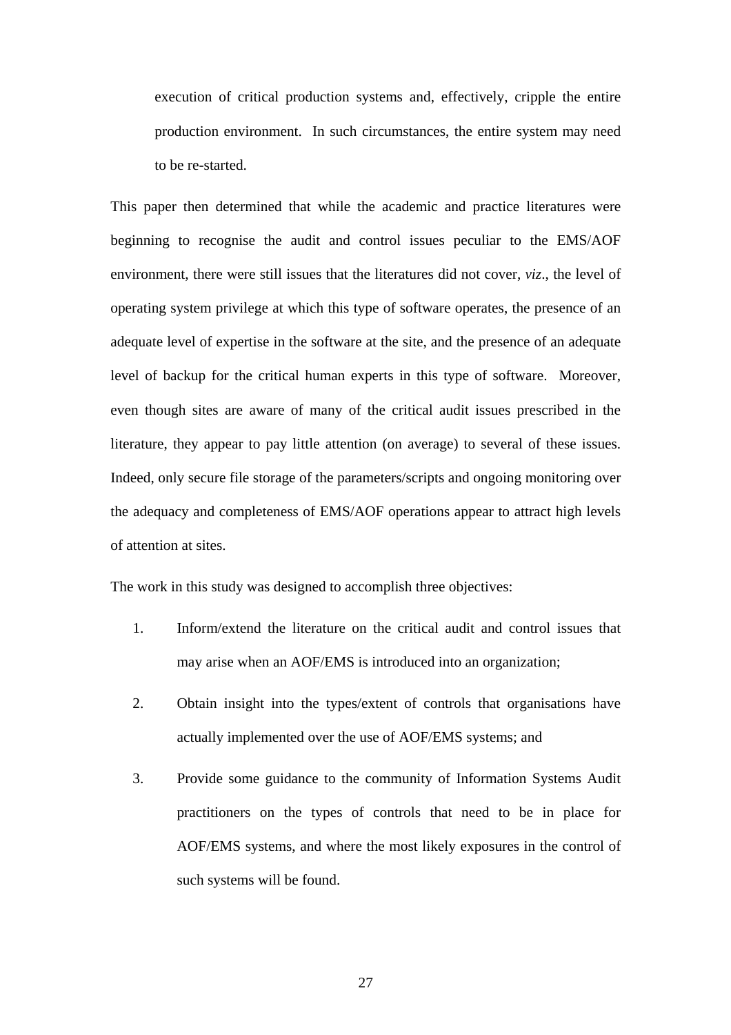execution of critical production systems and, effectively, cripple the entire production environment. In such circumstances, the entire system may need to be re-started.

This paper then determined that while the academic and practice literatures were beginning to recognise the audit and control issues peculiar to the EMS/AOF environment, there were still issues that the literatures did not cover, *viz*., the level of operating system privilege at which this type of software operates, the presence of an adequate level of expertise in the software at the site, and the presence of an adequate level of backup for the critical human experts in this type of software. Moreover, even though sites are aware of many of the critical audit issues prescribed in the literature, they appear to pay little attention (on average) to several of these issues. Indeed, only secure file storage of the parameters/scripts and ongoing monitoring over the adequacy and completeness of EMS/AOF operations appear to attract high levels of attention at sites.

The work in this study was designed to accomplish three objectives:

1. Inform/extend the literature on the critical audit and control issues that may arise when an AOF/EMS is introduced into an organization;
2. Obtain insight into the types/extent of controls that organisations have actually implemented over the use of AOF/EMS systems; and
3. Provide some guidance to the community of Information Systems Audit practitioners on the types of controls that need to be in place for AOF/EMS systems, and where the most likely exposures in the control of such systems will be found.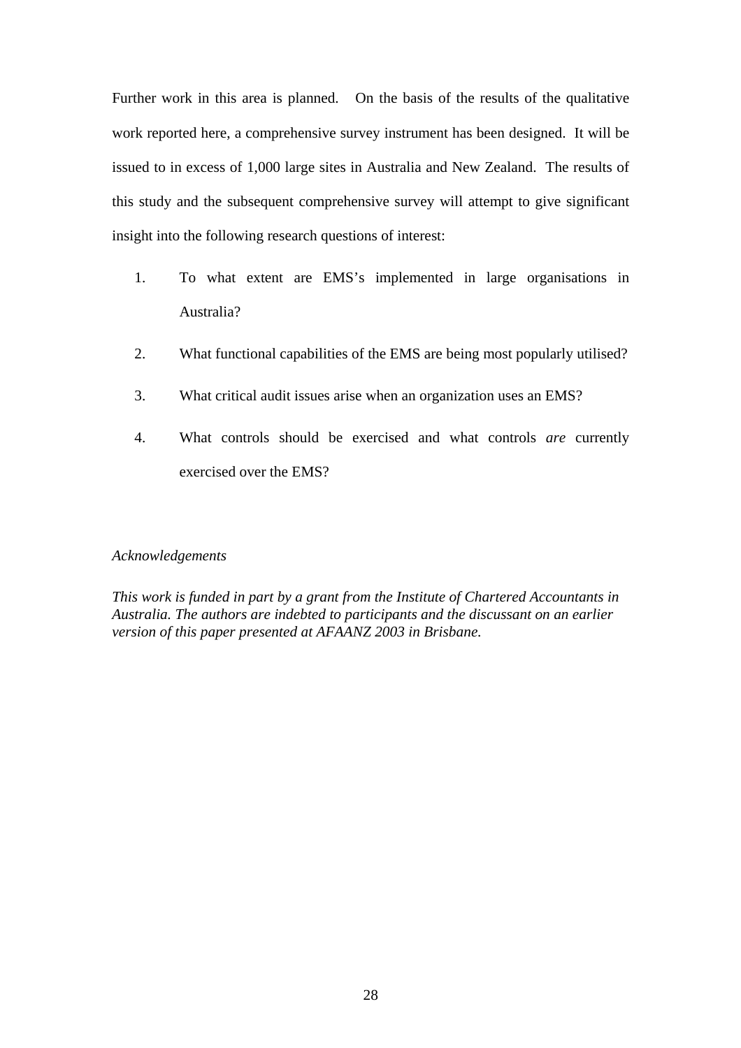Further work in this area is planned. On the basis of the results of the qualitative work reported here, a comprehensive survey instrument has been designed. It will be issued to in excess of 1,000 large sites in Australia and New Zealand. The results of this study and the subsequent comprehensive survey will attempt to give significant insight into the following research questions of interest:

1. To what extent are EMS's implemented in large organisations in Australia?
2. What functional capabilities of the EMS are being most popularly utilised?
3. What critical audit issues arise when an organization uses an EMS?
4. What controls should be exercised and what controls *are* currently exercised over the EMS?

*Acknowledgements*

*This work is funded in part by a grant from the Institute of Chartered Accountants in Australia. The authors are indebted to participants and the discussant on an earlier version of this paper presented at AFAANZ 2003 in Brisbane.*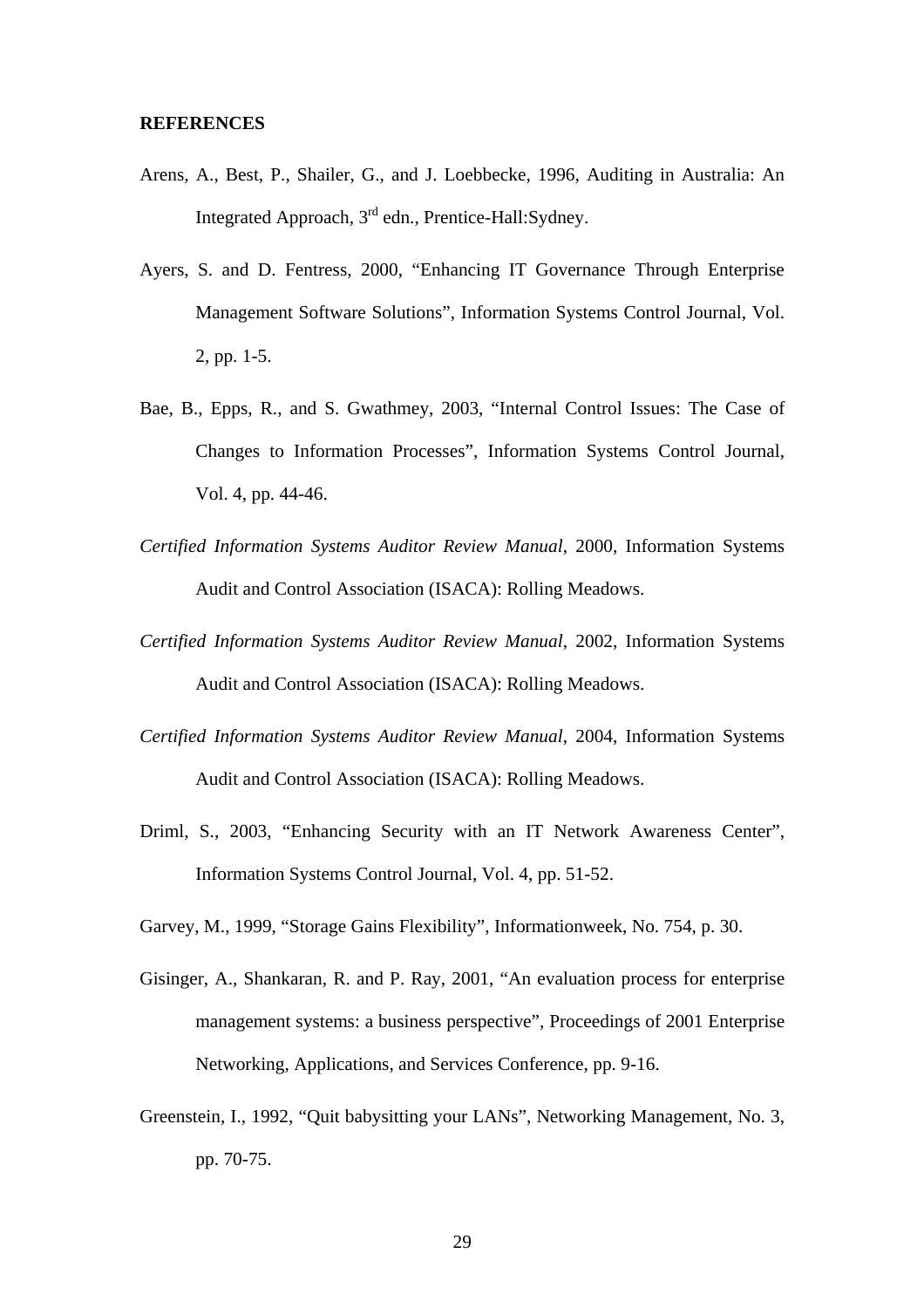**REFERENCES**

Arens, A., Best, P., Shailer, G., and J. Loebbecke, 1996, Auditing in Australia: An Integrated Approach, 3rd edn., Prentice-Hall:Sydney.

Ayers, S. and D. Fentress, 2000, "Enhancing IT Governance Through Enterprise Management Software Solutions", Information Systems Control Journal, Vol. 2, pp. 1-5.

Bae, B., Epps, R., and S. Gwathmey, 2003, "Internal Control Issues: The Case of Changes to Information Processes", Information Systems Control Journal, Vol. 4, pp. 44-46.

*Certified Information Systems Auditor Review Manual*, 2000, Information Systems Audit and Control Association (ISACA): Rolling Meadows.

*Certified Information Systems Auditor Review Manual*, 2002, Information Systems Audit and Control Association (ISACA): Rolling Meadows.

*Certified Information Systems Auditor Review Manual*, 2004, Information Systems Audit and Control Association (ISACA): Rolling Meadows.

Driml, S., 2003, "Enhancing Security with an IT Network Awareness Center", Information Systems Control Journal, Vol. 4, pp. 51-52.

Garvey, M., 1999, "Storage Gains Flexibility", Informationweek, No. 754, p. 30.

Gisinger, A., Shankaran, R. and P. Ray, 2001, "An evaluation process for enterprise management systems: a business perspective", Proceedings of 2001 Enterprise Networking, Applications, and Services Conference, pp. 9-16.

Greenstein, I., 1992, "Quit babysitting your LANs", Networking Management, No. 3, pp. 70-75.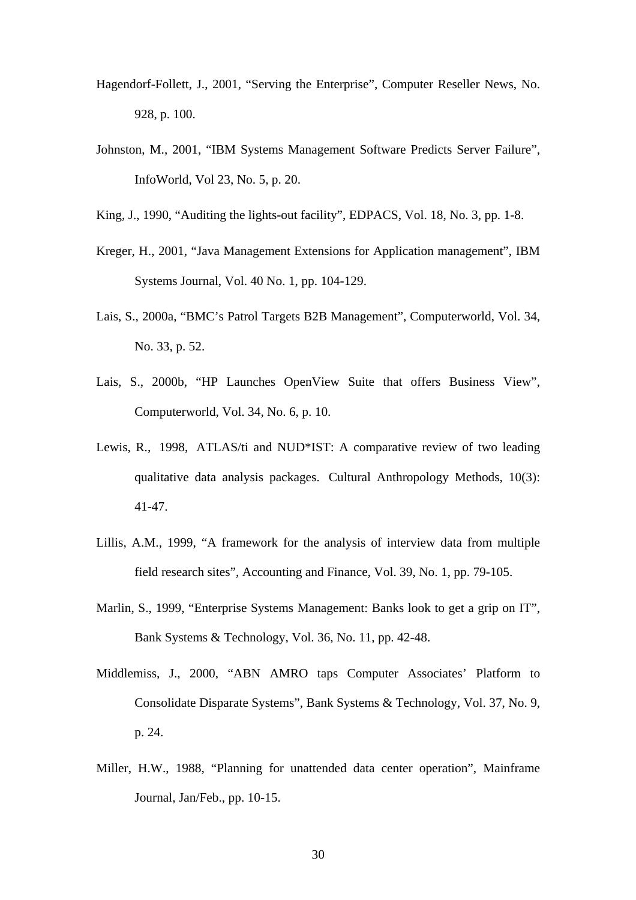Hagendorf-Follett, J., 2001, "Serving the Enterprise", Computer Reseller News, No. 928, p. 100.

Johnston, M., 2001, "IBM Systems Management Software Predicts Server Failure", InfoWorld, Vol 23, No. 5, p. 20.

King, J., 1990, "Auditing the lights-out facility", EDPACS, Vol. 18, No. 3, pp. 1-8.

Kreger, H., 2001, "Java Management Extensions for Application management", IBM Systems Journal, Vol. 40 No. 1, pp. 104-129.

Lais, S., 2000a, "BMC's Patrol Targets B2B Management", Computerworld, Vol. 34, No. 33, p. 52.

Lais, S., 2000b, "HP Launches OpenView Suite that offers Business View", Computerworld, Vol. 34, No. 6, p. 10.

Lewis, R., 1998, ATLAS/ti and NUD*IST: A comparative review of two leading qualitative data analysis packages. Cultural Anthropology Methods, 10(3): 41-47.

Lillis, A.M., 1999, "A framework for the analysis of interview data from multiple field research sites", Accounting and Finance, Vol. 39, No. 1, pp. 79-105.

Marlin, S., 1999, "Enterprise Systems Management: Banks look to get a grip on IT", Bank Systems & Technology, Vol. 36, No. 11, pp. 42-48.

Middlemiss, J., 2000, "ABN AMRO taps Computer Associates' Platform to Consolidate Disparate Systems", Bank Systems & Technology, Vol. 37, No. 9, p. 24.

Miller, H.W., 1988, "Planning for unattended data center operation", Mainframe Journal, Jan/Feb., pp. 10-15.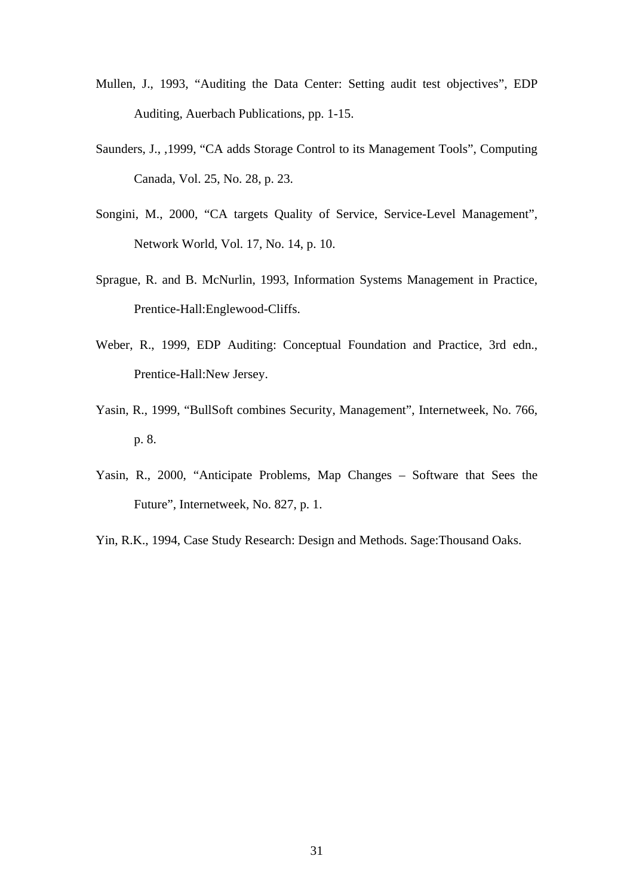Mullen, J., 1993, “Auditing the Data Center: Setting audit test objectives”, EDP Auditing, Auerbach Publications, pp. 1-15.

Saunders, J., ,1999, “CA adds Storage Control to its Management Tools”, Computing Canada, Vol. 25, No. 28, p. 23.

Songini, M., 2000, “CA targets Quality of Service, Service-Level Management”, Network World, Vol. 17, No. 14, p. 10.

Sprague, R. and B. McNurlin, 1993, Information Systems Management in Practice, Prentice-Hall:Englewood-Cliffs.

Weber, R., 1999, EDP Auditing: Conceptual Foundation and Practice, 3rd edn., Prentice-Hall:New Jersey.

Yasin, R., 1999, “BullSoft combines Security, Management”, Internetweek, No. 766, p. 8.

Yasin, R., 2000, “Anticipate Problems, Map Changes – Software that Sees the Future”, Internetweek, No. 827, p. 1.

Yin, R.K., 1994, Case Study Research: Design and Methods. Sage:Thousand Oaks.